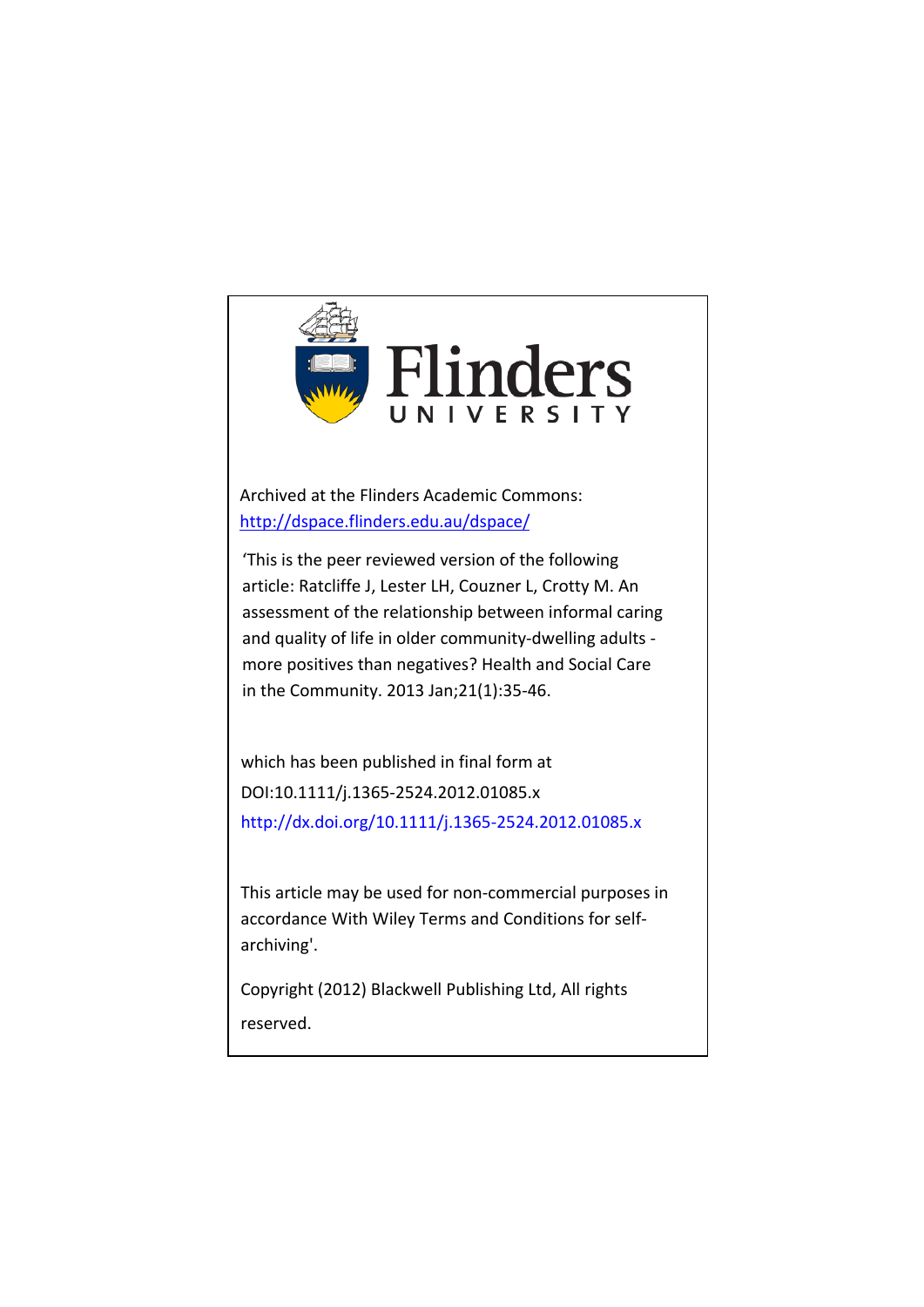Flinders
UNIVERSITY

Archived at the Flinders Academic Commons:
http://dspace.flinders.edu.au/dspace/

'This is the peer reviewed version of the following article: Ratcliffe J, Lester LH, Couzner L, Crotty M. An assessment of the relationship between informal caring and quality of life in older community-dwelling adults - more positives than negatives? Health and Social Care in the Community. 2013 Jan;21(1):35-46.

which has been published in final form at
DOI:10.1111/j.1365-2524.2012.01085.x
http://dx.doi.org/10.1111/j.1365-2524.2012.01085.x

This article may be used for non-commercial purposes in accordance With Wiley Terms and Conditions for self-archiving'.

Copyright (2012) Blackwell Publishing Ltd, All rights reserved.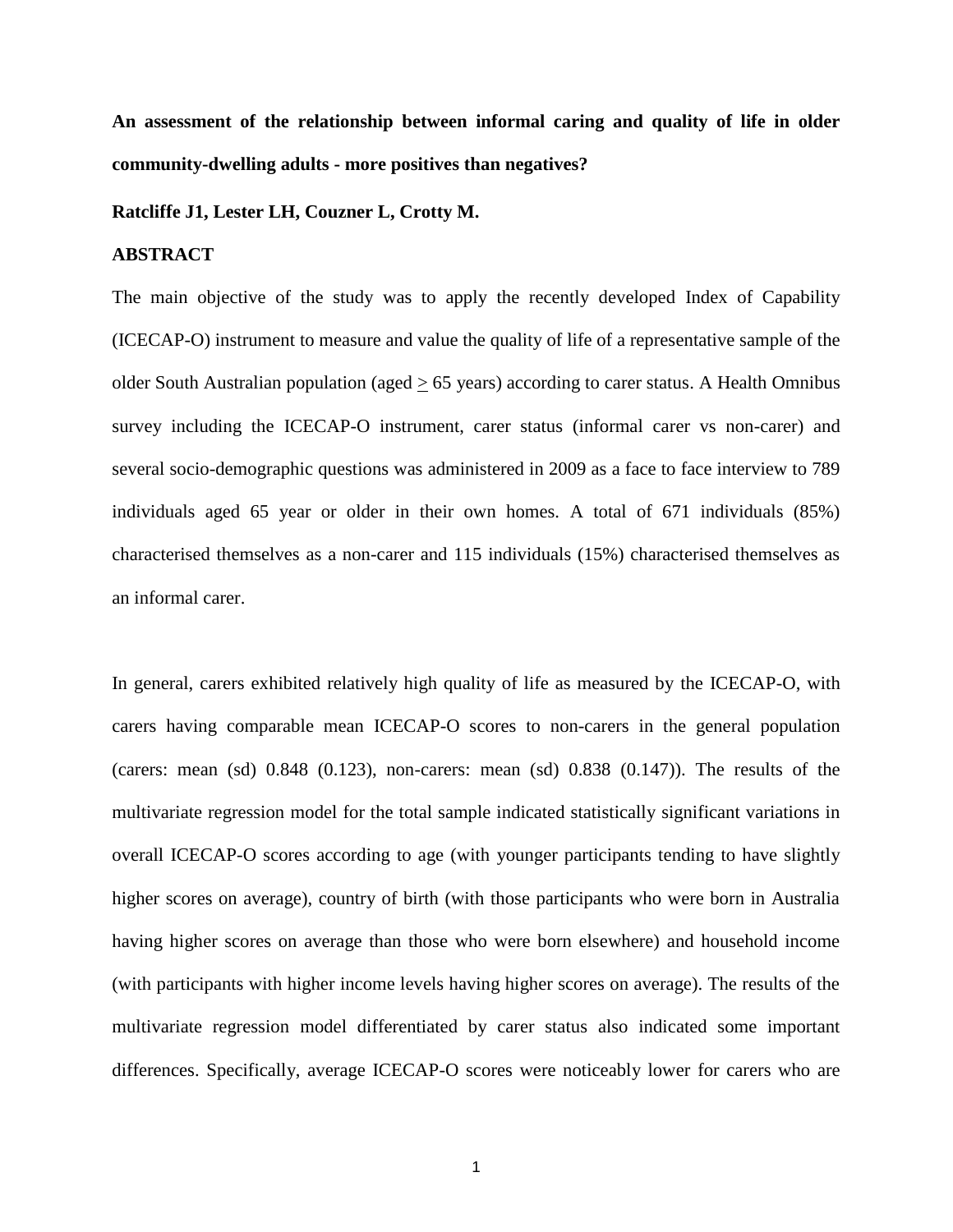**An assessment of the relationship between informal caring and quality of life in older community-dwelling adults - more positives than negatives?**

**Ratcliffe J1, Lester LH, Couzner L, Crotty M.**

**ABSTRACT**

The main objective of the study was to apply the recently developed Index of Capability (ICECAP-O) instrument to measure and value the quality of life of a representative sample of the older South Australian population (aged $\geq$ 65 years) according to carer status. A Health Omnibus survey including the ICECAP-O instrument, carer status (informal carer vs non-carer) and several socio-demographic questions was administered in 2009 as a face to face interview to 789 individuals aged 65 year or older in their own homes. A total of 671 individuals (85%) characterised themselves as a non-carer and 115 individuals (15%) characterised themselves as an informal carer.

In general, carers exhibited relatively high quality of life as measured by the ICECAP-O, with carers having comparable mean ICECAP-O scores to non-carers in the general population (carers: mean (sd) 0.848 (0.123), non-carers: mean (sd) 0.838 (0.147)). The results of the multivariate regression model for the total sample indicated statistically significant variations in overall ICECAP-O scores according to age (with younger participants tending to have slightly higher scores on average), country of birth (with those participants who were born in Australia having higher scores on average than those who were born elsewhere) and household income (with participants with higher income levels having higher scores on average). The results of the multivariate regression model differentiated by carer status also indicated some important differences. Specifically, average ICECAP-O scores were noticeably lower for carers who are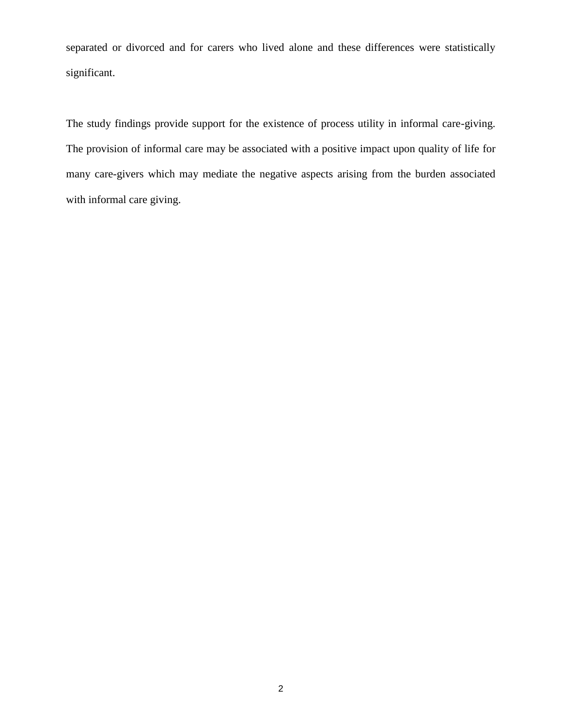separated or divorced and for carers who lived alone and these differences were statistically significant.

The study findings provide support for the existence of process utility in informal care-giving. The provision of informal care may be associated with a positive impact upon quality of life for many care-givers which may mediate the negative aspects arising from the burden associated with informal care giving.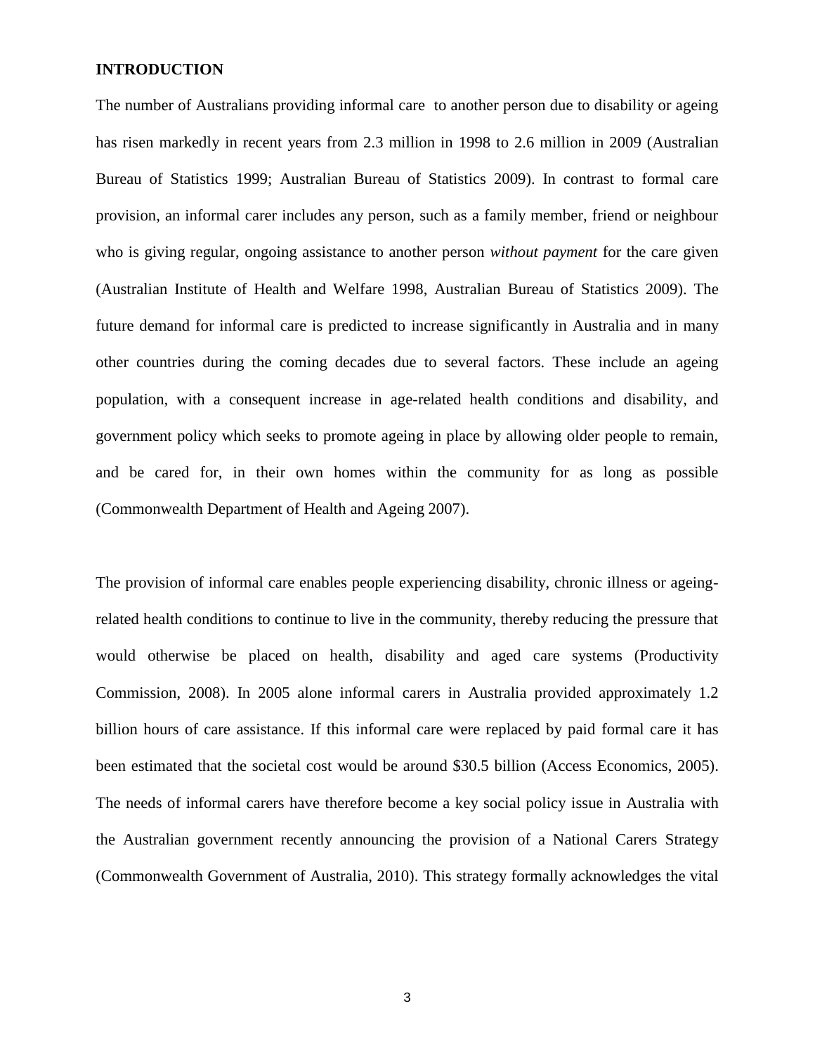## INTRODUCTION

The number of Australians providing informal care to another person due to disability or ageing has risen markedly in recent years from 2.3 million in 1998 to 2.6 million in 2009 (Australian Bureau of Statistics 1999; Australian Bureau of Statistics 2009). In contrast to formal care provision, an informal carer includes any person, such as a family member, friend or neighbour who is giving regular, ongoing assistance to another person *without payment* for the care given (Australian Institute of Health and Welfare 1998, Australian Bureau of Statistics 2009). The future demand for informal care is predicted to increase significantly in Australia and in many other countries during the coming decades due to several factors. These include an ageing population, with a consequent increase in age-related health conditions and disability, and government policy which seeks to promote ageing in place by allowing older people to remain, and be cared for, in their own homes within the community for as long as possible (Commonwealth Department of Health and Ageing 2007).

The provision of informal care enables people experiencing disability, chronic illness or ageing-related health conditions to continue to live in the community, thereby reducing the pressure that would otherwise be placed on health, disability and aged care systems (Productivity Commission, 2008). In 2005 alone informal carers in Australia provided approximately 1.2 billion hours of care assistance. If this informal care were replaced by paid formal care it has been estimated that the societal cost would be around $30.5 billion (Access Economics, 2005). The needs of informal carers have therefore become a key social policy issue in Australia with the Australian government recently announcing the provision of a National Carers Strategy (Commonwealth Government of Australia, 2010). This strategy formally acknowledges the vital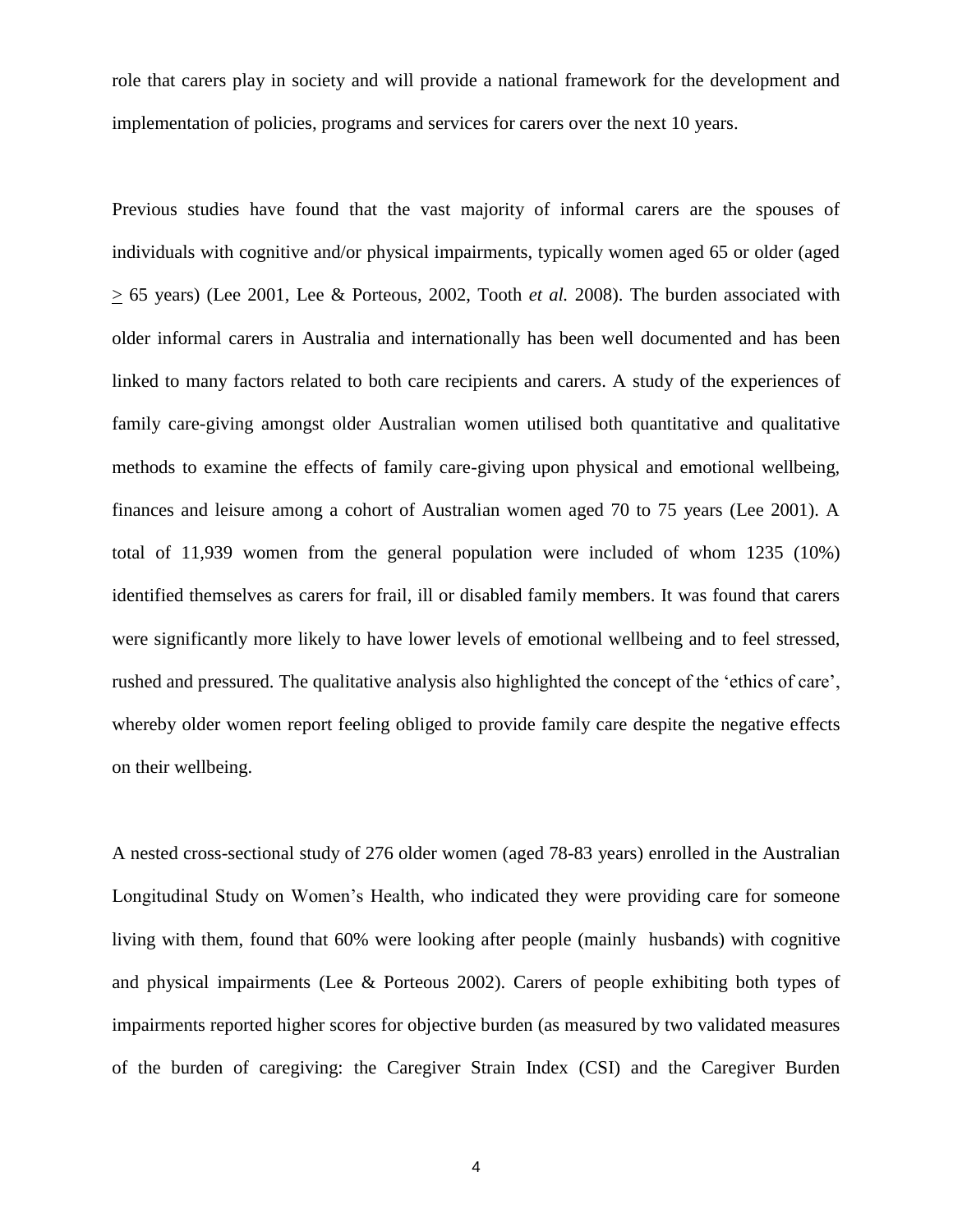role that carers play in society and will provide a national framework for the development and implementation of policies, programs and services for carers over the next 10 years.

Previous studies have found that the vast majority of informal carers are the spouses of individuals with cognitive and/or physical impairments, typically women aged 65 or older (aged $\geq$ 65 years) (Lee 2001, Lee & Porteous, 2002, Tooth *et al.* 2008). The burden associated with older informal carers in Australia and internationally has been well documented and has been linked to many factors related to both care recipients and carers. A study of the experiences of family care-giving amongst older Australian women utilised both quantitative and qualitative methods to examine the effects of family care-giving upon physical and emotional wellbeing, finances and leisure among a cohort of Australian women aged 70 to 75 years (Lee 2001). A total of 11,939 women from the general population were included of whom 1235 (10%) identified themselves as carers for frail, ill or disabled family members. It was found that carers were significantly more likely to have lower levels of emotional wellbeing and to feel stressed, rushed and pressured. The qualitative analysis also highlighted the concept of the 'ethics of care', whereby older women report feeling obliged to provide family care despite the negative effects on their wellbeing.

A nested cross-sectional study of 276 older women (aged 78-83 years) enrolled in the Australian Longitudinal Study on Women's Health, who indicated they were providing care for someone living with them, found that 60% were looking after people (mainly husbands) with cognitive and physical impairments (Lee & Porteous 2002). Carers of people exhibiting both types of impairments reported higher scores for objective burden (as measured by two validated measures of the burden of caregiving: the Caregiver Strain Index (CSI) and the Caregiver Burden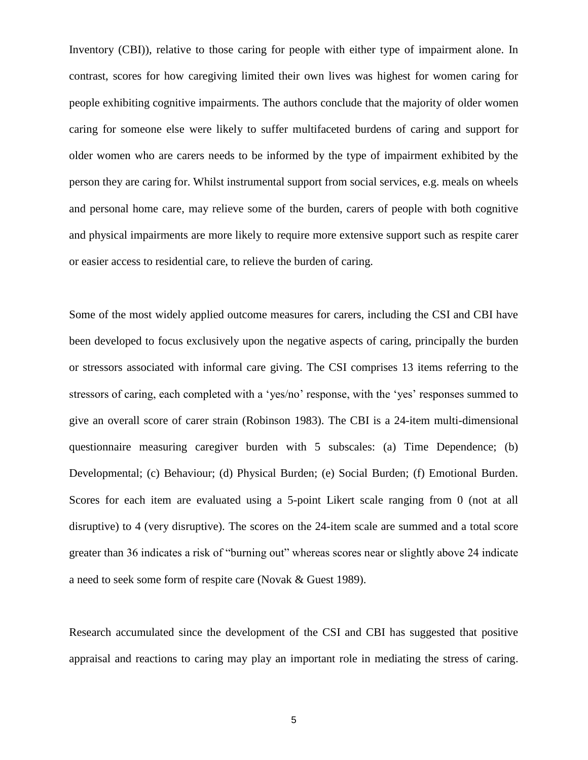Inventory (CBI)), relative to those caring for people with either type of impairment alone. In contrast, scores for how caregiving limited their own lives was highest for women caring for people exhibiting cognitive impairments. The authors conclude that the majority of older women caring for someone else were likely to suffer multifaceted burdens of caring and support for older women who are carers needs to be informed by the type of impairment exhibited by the person they are caring for. Whilst instrumental support from social services, e.g. meals on wheels and personal home care, may relieve some of the burden, carers of people with both cognitive and physical impairments are more likely to require more extensive support such as respite carer or easier access to residential care, to relieve the burden of caring.

Some of the most widely applied outcome measures for carers, including the CSI and CBI have been developed to focus exclusively upon the negative aspects of caring, principally the burden or stressors associated with informal care giving. The CSI comprises 13 items referring to the stressors of caring, each completed with a 'yes/no' response, with the 'yes' responses summed to give an overall score of carer strain (Robinson 1983). The CBI is a 24-item multi-dimensional questionnaire measuring caregiver burden with 5 subscales: (a) Time Dependence; (b) Developmental; (c) Behaviour; (d) Physical Burden; (e) Social Burden; (f) Emotional Burden. Scores for each item are evaluated using a 5-point Likert scale ranging from 0 (not at all disruptive) to 4 (very disruptive). The scores on the 24-item scale are summed and a total score greater than 36 indicates a risk of "burning out" whereas scores near or slightly above 24 indicate a need to seek some form of respite care (Novak & Guest 1989).

Research accumulated since the development of the CSI and CBI has suggested that positive appraisal and reactions to caring may play an important role in mediating the stress of caring.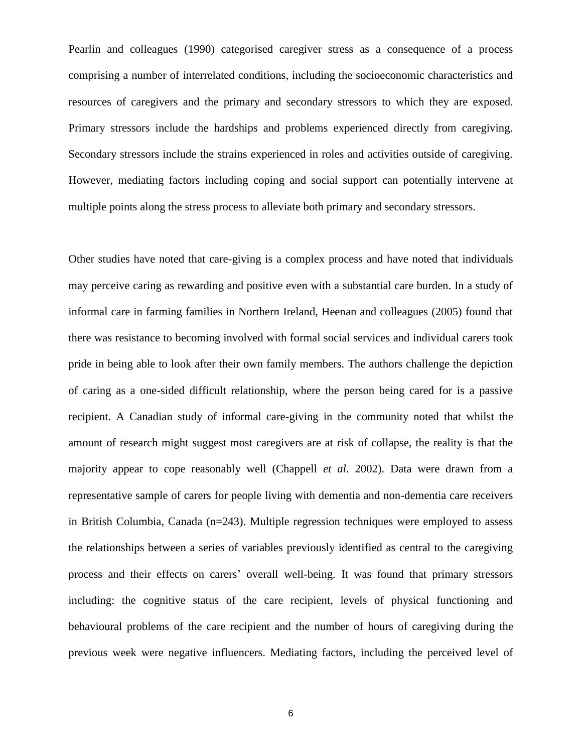Pearlin and colleagues (1990) categorised caregiver stress as a consequence of a process comprising a number of interrelated conditions, including the socioeconomic characteristics and resources of caregivers and the primary and secondary stressors to which they are exposed. Primary stressors include the hardships and problems experienced directly from caregiving. Secondary stressors include the strains experienced in roles and activities outside of caregiving. However, mediating factors including coping and social support can potentially intervene at multiple points along the stress process to alleviate both primary and secondary stressors.

Other studies have noted that care-giving is a complex process and have noted that individuals may perceive caring as rewarding and positive even with a substantial care burden. In a study of informal care in farming families in Northern Ireland, Heenan and colleagues (2005) found that there was resistance to becoming involved with formal social services and individual carers took pride in being able to look after their own family members. The authors challenge the depiction of caring as a one-sided difficult relationship, where the person being cared for is a passive recipient. A Canadian study of informal care-giving in the community noted that whilst the amount of research might suggest most caregivers are at risk of collapse, the reality is that the majority appear to cope reasonably well (Chappell *et al.* 2002). Data were drawn from a representative sample of carers for people living with dementia and non-dementia care receivers in British Columbia, Canada (n=243). Multiple regression techniques were employed to assess the relationships between a series of variables previously identified as central to the caregiving process and their effects on carers' overall well-being. It was found that primary stressors including: the cognitive status of the care recipient, levels of physical functioning and behavioural problems of the care recipient and the number of hours of caregiving during the previous week were negative influencers. Mediating factors, including the perceived level of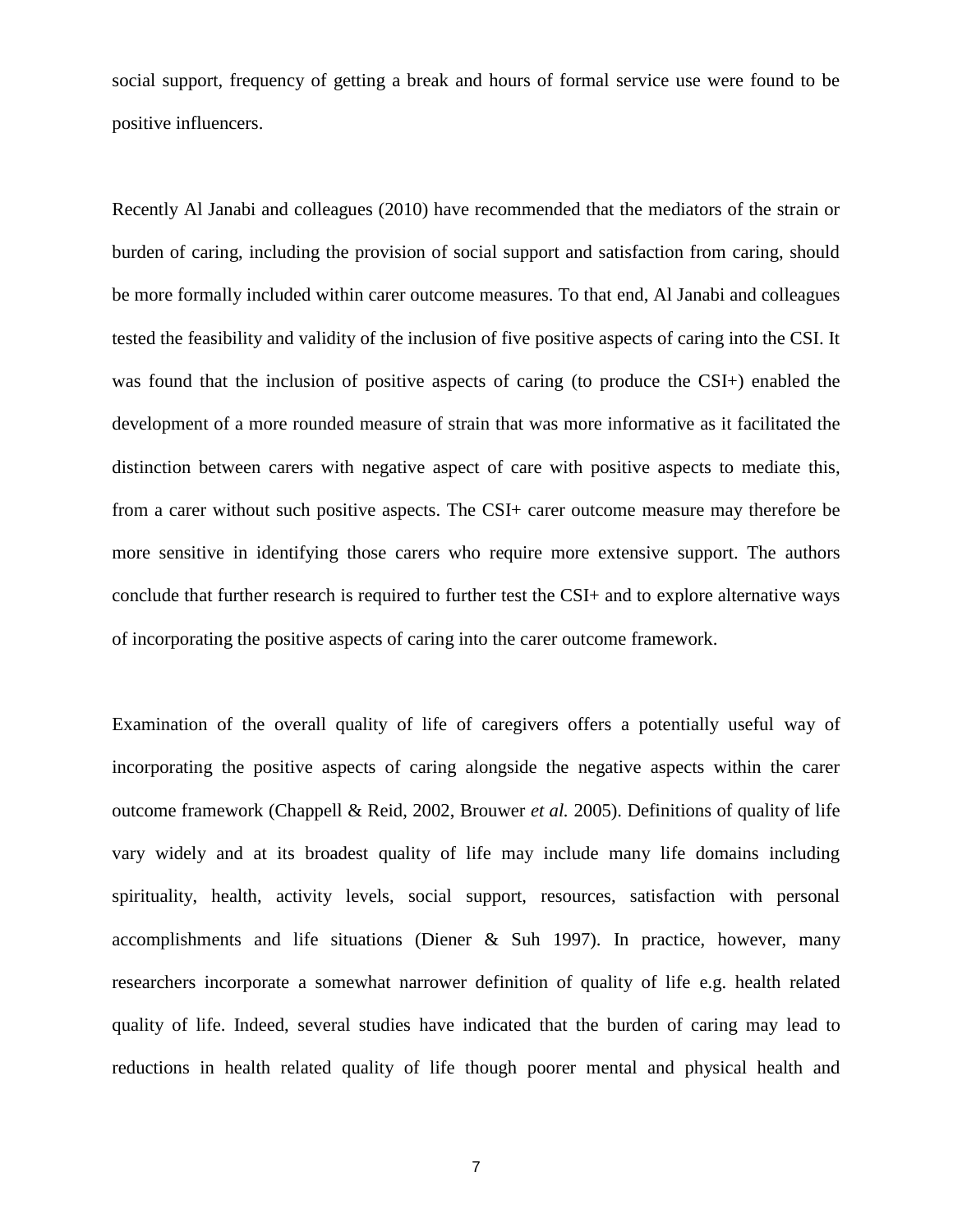social support, frequency of getting a break and hours of formal service use were found to be positive influencers.

Recently Al Janabi and colleagues (2010) have recommended that the mediators of the strain or burden of caring, including the provision of social support and satisfaction from caring, should be more formally included within carer outcome measures. To that end, Al Janabi and colleagues tested the feasibility and validity of the inclusion of five positive aspects of caring into the CSI. It was found that the inclusion of positive aspects of caring (to produce the CSI+) enabled the development of a more rounded measure of strain that was more informative as it facilitated the distinction between carers with negative aspect of care with positive aspects to mediate this, from a carer without such positive aspects. The CSI+ carer outcome measure may therefore be more sensitive in identifying those carers who require more extensive support. The authors conclude that further research is required to further test the CSI+ and to explore alternative ways of incorporating the positive aspects of caring into the carer outcome framework.

Examination of the overall quality of life of caregivers offers a potentially useful way of incorporating the positive aspects of caring alongside the negative aspects within the carer outcome framework (Chappell & Reid, 2002, Brouwer *et al.* 2005). Definitions of quality of life vary widely and at its broadest quality of life may include many life domains including spirituality, health, activity levels, social support, resources, satisfaction with personal accomplishments and life situations (Diener & Suh 1997). In practice, however, many researchers incorporate a somewhat narrower definition of quality of life e.g. health related quality of life. Indeed, several studies have indicated that the burden of caring may lead to reductions in health related quality of life though poorer mental and physical health and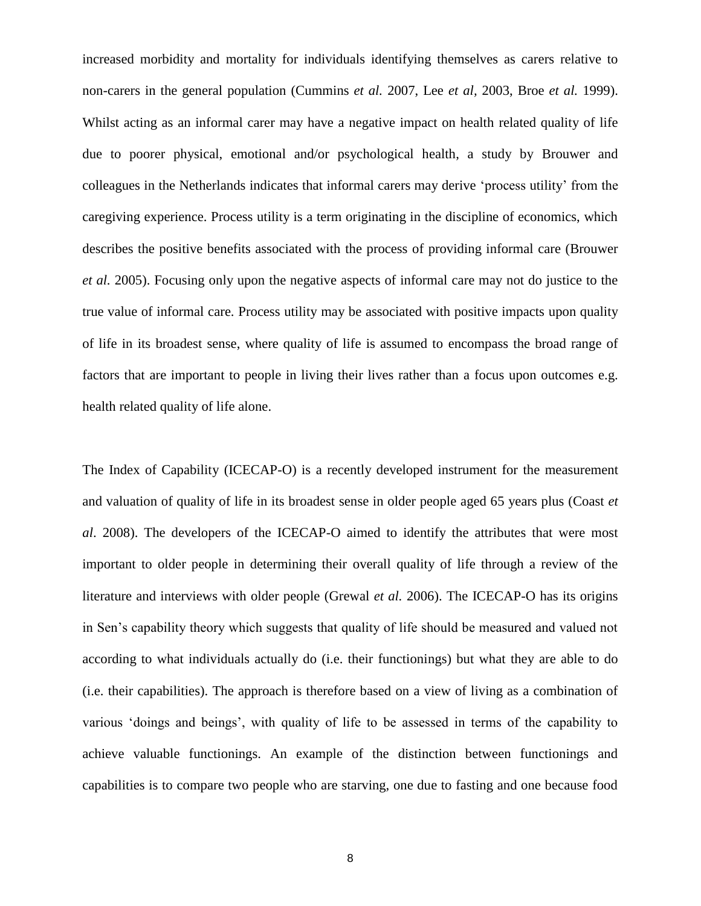increased morbidity and mortality for individuals identifying themselves as carers relative to non-carers in the general population (Cummins *et al.* 2007, Lee *et al,* 2003, Broe *et al.* 1999). Whilst acting as an informal carer may have a negative impact on health related quality of life due to poorer physical, emotional and/or psychological health, a study by Brouwer and colleagues in the Netherlands indicates that informal carers may derive 'process utility' from the caregiving experience. Process utility is a term originating in the discipline of economics, which describes the positive benefits associated with the process of providing informal care (Brouwer *et al.* 2005). Focusing only upon the negative aspects of informal care may not do justice to the true value of informal care. Process utility may be associated with positive impacts upon quality of life in its broadest sense, where quality of life is assumed to encompass the broad range of factors that are important to people in living their lives rather than a focus upon outcomes e.g. health related quality of life alone.

The Index of Capability (ICECAP-O) is a recently developed instrument for the measurement and valuation of quality of life in its broadest sense in older people aged 65 years plus (Coast *et al*. 2008). The developers of the ICECAP-O aimed to identify the attributes that were most important to older people in determining their overall quality of life through a review of the literature and interviews with older people (Grewal *et al.* 2006). The ICECAP-O has its origins in Sen's capability theory which suggests that quality of life should be measured and valued not according to what individuals actually do (i.e. their functionings) but what they are able to do (i.e. their capabilities). The approach is therefore based on a view of living as a combination of various 'doings and beings', with quality of life to be assessed in terms of the capability to achieve valuable functionings. An example of the distinction between functionings and capabilities is to compare two people who are starving, one due to fasting and one because food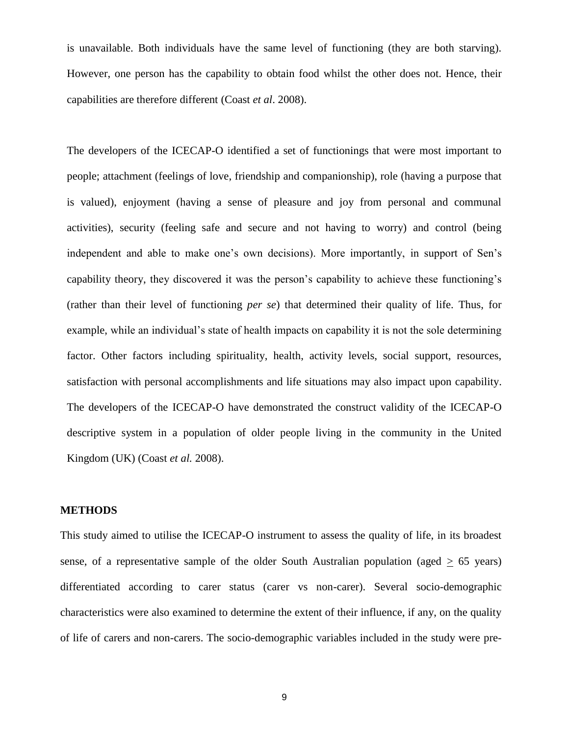is unavailable. Both individuals have the same level of functioning (they are both starving). However, one person has the capability to obtain food whilst the other does not. Hence, their capabilities are therefore different (Coast *et al*. 2008).

The developers of the ICECAP-O identified a set of functionings that were most important to people; attachment (feelings of love, friendship and companionship), role (having a purpose that is valued), enjoyment (having a sense of pleasure and joy from personal and communal activities), security (feeling safe and secure and not having to worry) and control (being independent and able to make one's own decisions). More importantly, in support of Sen's capability theory, they discovered it was the person's capability to achieve these functioning's (rather than their level of functioning *per se*) that determined their quality of life. Thus, for example, while an individual's state of health impacts on capability it is not the sole determining factor. Other factors including spirituality, health, activity levels, social support, resources, satisfaction with personal accomplishments and life situations may also impact upon capability. The developers of the ICECAP-O have demonstrated the construct validity of the ICECAP-O descriptive system in a population of older people living in the community in the United Kingdom (UK) (Coast *et al.* 2008).

## METHODS

This study aimed to utilise the ICECAP-O instrument to assess the quality of life, in its broadest sense, of a representative sample of the older South Australian population (aged $\geq$ 65 years) differentiated according to carer status (carer vs non-carer). Several socio-demographic characteristics were also examined to determine the extent of their influence, if any, on the quality of life of carers and non-carers. The socio-demographic variables included in the study were pre-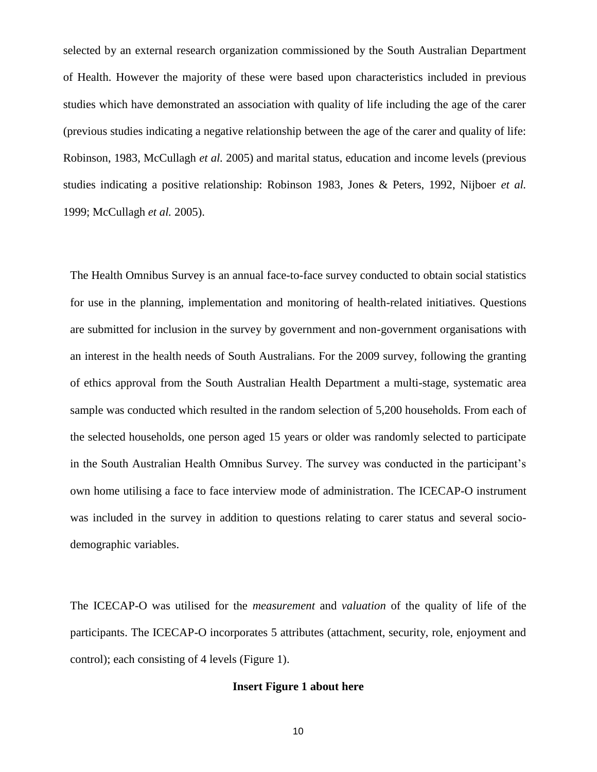selected by an external research organization commissioned by the South Australian Department of Health. However the majority of these were based upon characteristics included in previous studies which have demonstrated an association with quality of life including the age of the carer (previous studies indicating a negative relationship between the age of the carer and quality of life: Robinson, 1983, McCullagh *et al.* 2005) and marital status, education and income levels (previous studies indicating a positive relationship: Robinson 1983, Jones & Peters, 1992, Nijboer *et al.* 1999; McCullagh *et al.* 2005).

The Health Omnibus Survey is an annual face-to-face survey conducted to obtain social statistics for use in the planning, implementation and monitoring of health-related initiatives. Questions are submitted for inclusion in the survey by government and non-government organisations with an interest in the health needs of South Australians. For the 2009 survey, following the granting of ethics approval from the South Australian Health Department a multi-stage, systematic area sample was conducted which resulted in the random selection of 5,200 households. From each of the selected households, one person aged 15 years or older was randomly selected to participate in the South Australian Health Omnibus Survey. The survey was conducted in the participant's own home utilising a face to face interview mode of administration. The ICECAP-O instrument was included in the survey in addition to questions relating to carer status and several socio-demographic variables.

The ICECAP-O was utilised for the *measurement* and *valuation* of the quality of life of the participants. The ICECAP-O incorporates 5 attributes (attachment, security, role, enjoyment and control); each consisting of 4 levels (Figure 1).

**Insert Figure 1 about here**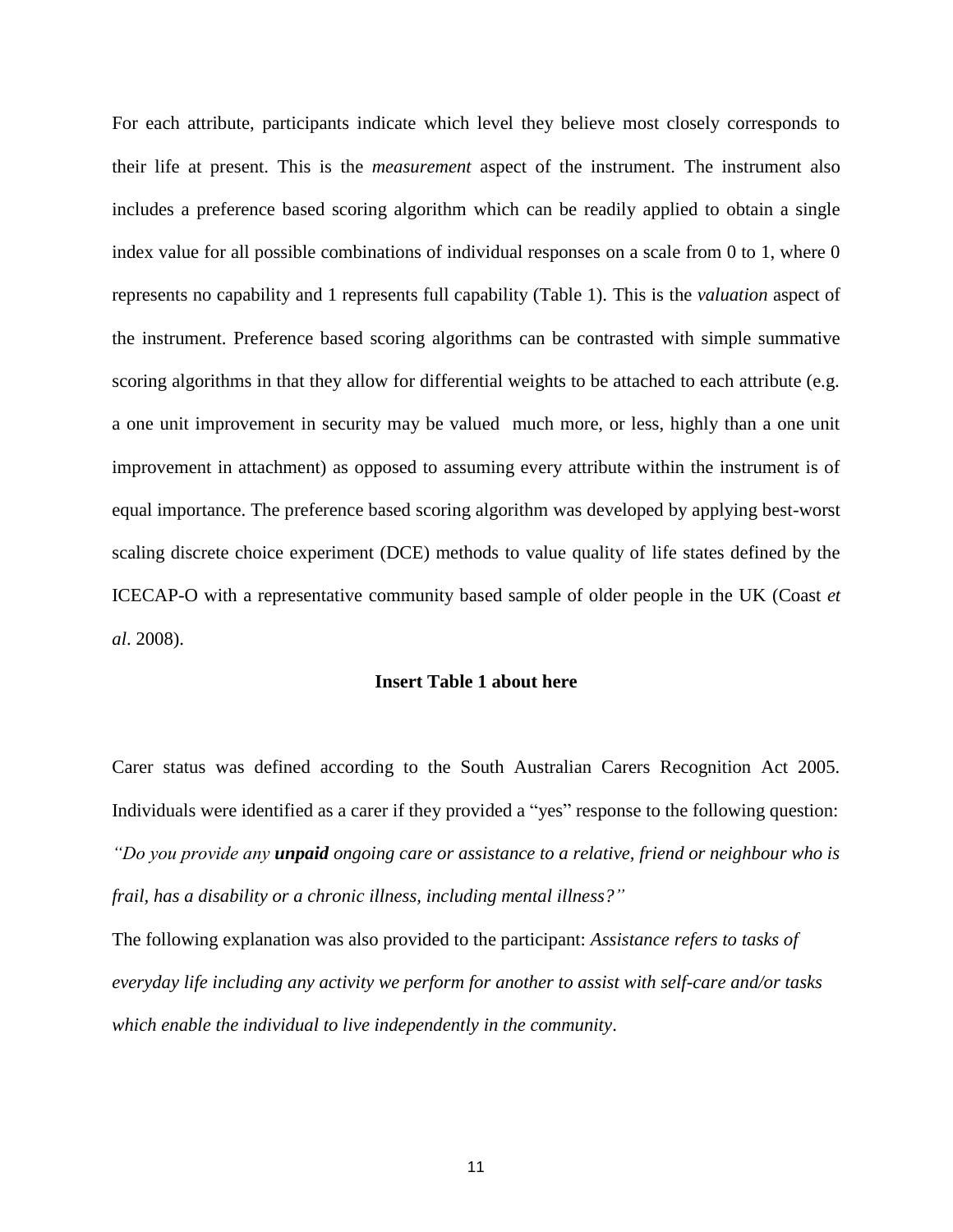For each attribute, participants indicate which level they believe most closely corresponds to their life at present. This is the *measurement* aspect of the instrument. The instrument also includes a preference based scoring algorithm which can be readily applied to obtain a single index value for all possible combinations of individual responses on a scale from 0 to 1, where 0 represents no capability and 1 represents full capability (Table 1). This is the *valuation* aspect of the instrument. Preference based scoring algorithms can be contrasted with simple summative scoring algorithms in that they allow for differential weights to be attached to each attribute (e.g. a one unit improvement in security may be valued much more, or less, highly than a one unit improvement in attachment) as opposed to assuming every attribute within the instrument is of equal importance. The preference based scoring algorithm was developed by applying best-worst scaling discrete choice experiment (DCE) methods to value quality of life states defined by the ICECAP-O with a representative community based sample of older people in the UK (Coast *et al*. 2008).

**Insert Table 1 about here**

Carer status was defined according to the South Australian Carers Recognition Act 2005. Individuals were identified as a carer if they provided a "yes" response to the following question: *"Do you provide any **unpaid** ongoing care or assistance to a relative, friend or neighbour who is frail, has a disability or a chronic illness, including mental illness?"*

The following explanation was also provided to the participant: *Assistance refers to tasks of everyday life including any activity we perform for another to assist with self-care and/or tasks which enable the individual to live independently in the community*.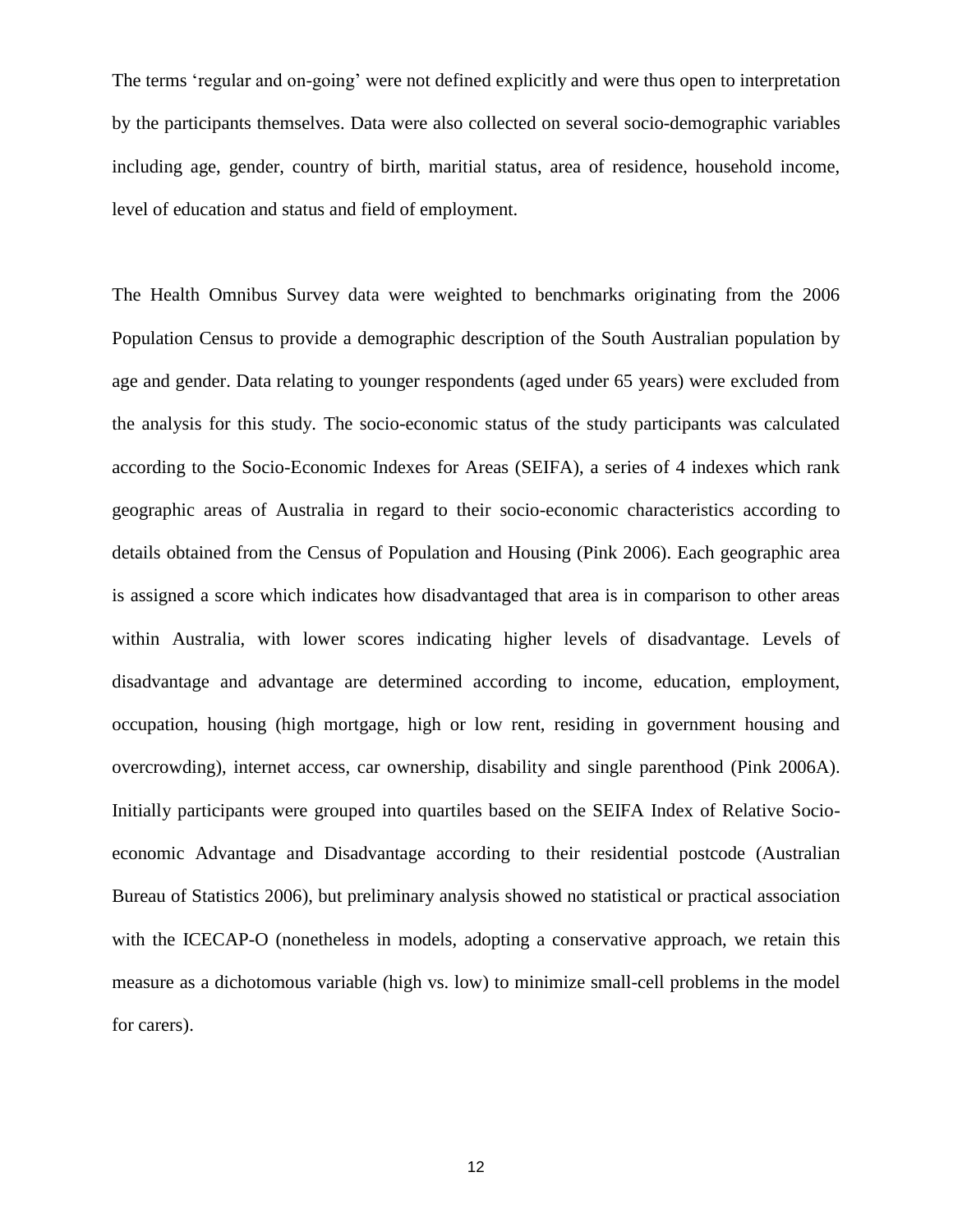The terms 'regular and on-going' were not defined explicitly and were thus open to interpretation by the participants themselves. Data were also collected on several socio-demographic variables including age, gender, country of birth, maritial status, area of residence, household income, level of education and status and field of employment.

The Health Omnibus Survey data were weighted to benchmarks originating from the 2006 Population Census to provide a demographic description of the South Australian population by age and gender. Data relating to younger respondents (aged under 65 years) were excluded from the analysis for this study. The socio-economic status of the study participants was calculated according to the Socio-Economic Indexes for Areas (SEIFA), a series of 4 indexes which rank geographic areas of Australia in regard to their socio-economic characteristics according to details obtained from the Census of Population and Housing (Pink 2006). Each geographic area is assigned a score which indicates how disadvantaged that area is in comparison to other areas within Australia, with lower scores indicating higher levels of disadvantage. Levels of disadvantage and advantage are determined according to income, education, employment, occupation, housing (high mortgage, high or low rent, residing in government housing and overcrowding), internet access, car ownership, disability and single parenthood (Pink 2006A). Initially participants were grouped into quartiles based on the SEIFA Index of Relative Socio-economic Advantage and Disadvantage according to their residential postcode (Australian Bureau of Statistics 2006), but preliminary analysis showed no statistical or practical association with the ICECAP-O (nonetheless in models, adopting a conservative approach, we retain this measure as a dichotomous variable (high vs. low) to minimize small-cell problems in the model for carers).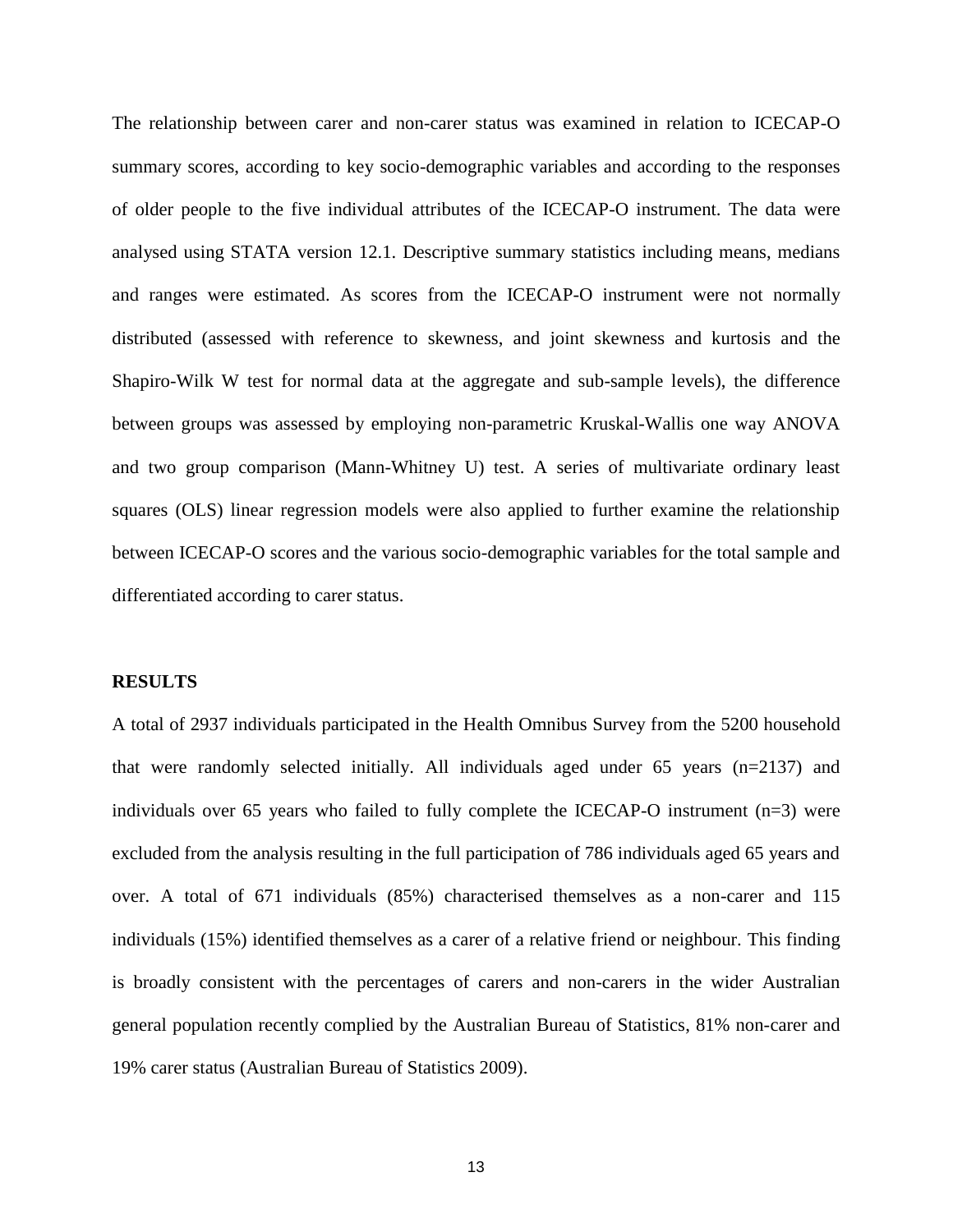The relationship between carer and non-carer status was examined in relation to ICECAP-O summary scores, according to key socio-demographic variables and according to the responses of older people to the five individual attributes of the ICECAP-O instrument. The data were analysed using STATA version 12.1. Descriptive summary statistics including means, medians and ranges were estimated. As scores from the ICECAP-O instrument were not normally distributed (assessed with reference to skewness, and joint skewness and kurtosis and the Shapiro-Wilk W test for normal data at the aggregate and sub-sample levels), the difference between groups was assessed by employing non-parametric Kruskal-Wallis one way ANOVA and two group comparison (Mann-Whitney U) test. A series of multivariate ordinary least squares (OLS) linear regression models were also applied to further examine the relationship between ICECAP-O scores and the various socio-demographic variables for the total sample and differentiated according to carer status.

## RESULTS

A total of 2937 individuals participated in the Health Omnibus Survey from the 5200 household that were randomly selected initially. All individuals aged under 65 years (n=2137) and individuals over 65 years who failed to fully complete the ICECAP-O instrument (n=3) were excluded from the analysis resulting in the full participation of 786 individuals aged 65 years and over. A total of 671 individuals (85%) characterised themselves as a non-carer and 115 individuals (15%) identified themselves as a carer of a relative friend or neighbour. This finding is broadly consistent with the percentages of carers and non-carers in the wider Australian general population recently complied by the Australian Bureau of Statistics, 81% non-carer and 19% carer status (Australian Bureau of Statistics 2009).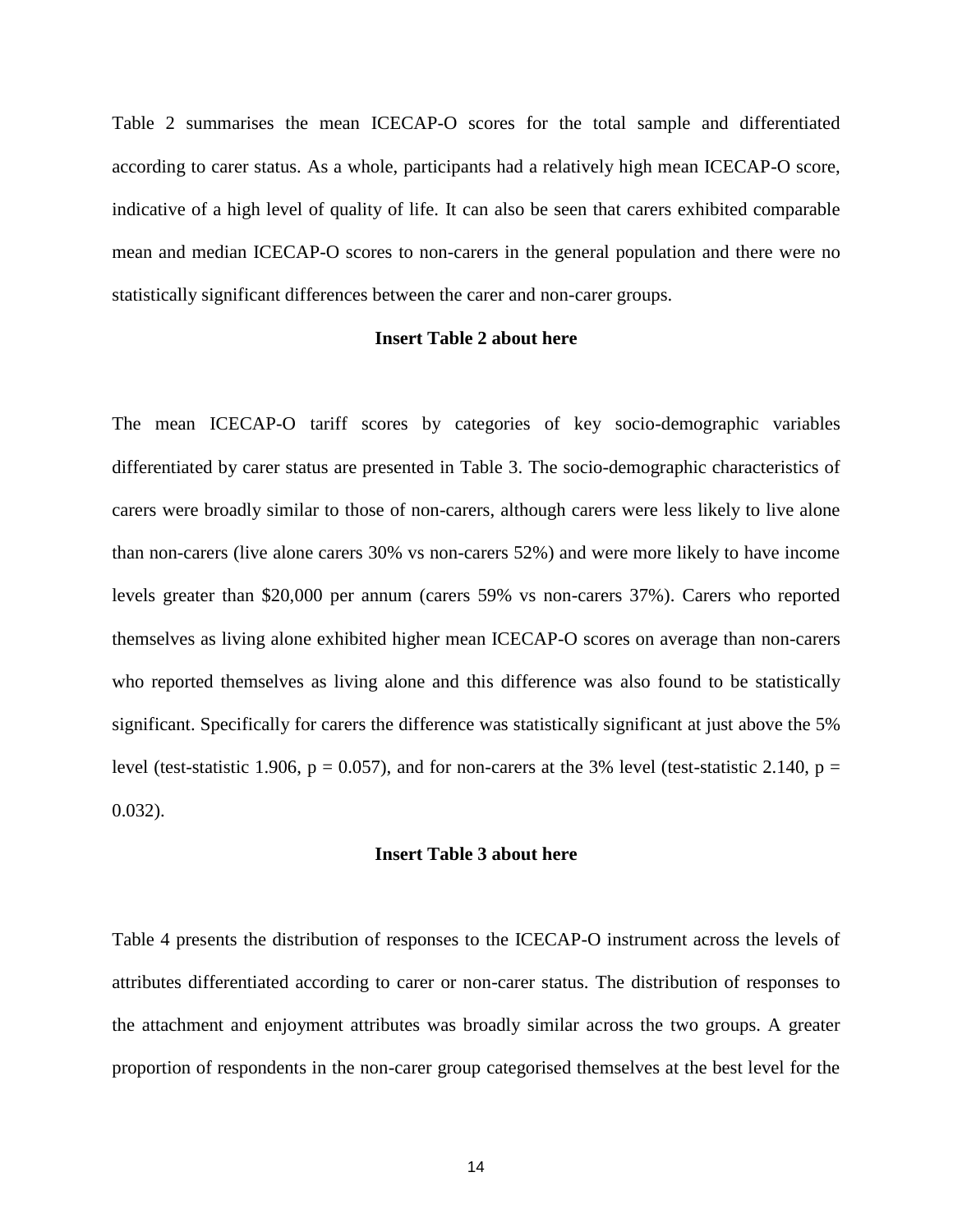Table 2 summarises the mean ICECAP-O scores for the total sample and differentiated according to carer status. As a whole, participants had a relatively high mean ICECAP-O score, indicative of a high level of quality of life. It can also be seen that carers exhibited comparable mean and median ICECAP-O scores to non-carers in the general population and there were no statistically significant differences between the carer and non-carer groups.

**Insert Table 2 about here**

The mean ICECAP-O tariff scores by categories of key socio-demographic variables differentiated by carer status are presented in Table 3. The socio-demographic characteristics of carers were broadly similar to those of non-carers, although carers were less likely to live alone than non-carers (live alone carers 30% vs non-carers 52%) and were more likely to have income levels greater than $20,000 per annum (carers 59% vs non-carers 37%). Carers who reported themselves as living alone exhibited higher mean ICECAP-O scores on average than non-carers who reported themselves as living alone and this difference was also found to be statistically significant. Specifically for carers the difference was statistically significant at just above the 5% level (test-statistic 1.906, $p = 0.057$), and for non-carers at the 3% level (test-statistic 2.140, $p = 0.032$).

**Insert Table 3 about here**

Table 4 presents the distribution of responses to the ICECAP-O instrument across the levels of attributes differentiated according to carer or non-carer status. The distribution of responses to the attachment and enjoyment attributes was broadly similar across the two groups. A greater proportion of respondents in the non-carer group categorised themselves at the best level for the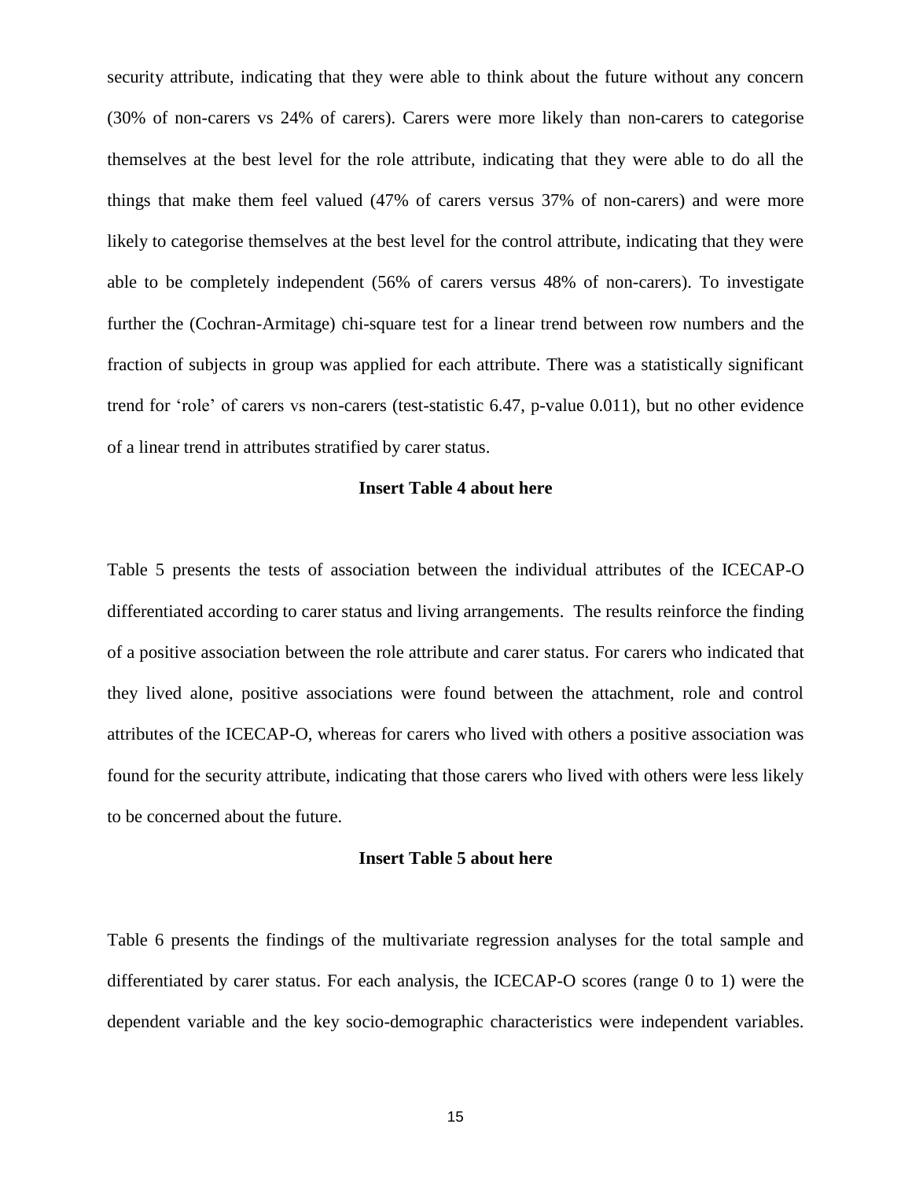security attribute, indicating that they were able to think about the future without any concern (30% of non-carers vs 24% of carers). Carers were more likely than non-carers to categorise themselves at the best level for the role attribute, indicating that they were able to do all the things that make them feel valued (47% of carers versus 37% of non-carers) and were more likely to categorise themselves at the best level for the control attribute, indicating that they were able to be completely independent (56% of carers versus 48% of non-carers). To investigate further the (Cochran-Armitage) chi-square test for a linear trend between row numbers and the fraction of subjects in group was applied for each attribute. There was a statistically significant trend for 'role' of carers vs non-carers (test-statistic 6.47, p-value 0.011), but no other evidence of a linear trend in attributes stratified by carer status.

**Insert Table 4 about here**

Table 5 presents the tests of association between the individual attributes of the ICECAP-O differentiated according to carer status and living arrangements. The results reinforce the finding of a positive association between the role attribute and carer status. For carers who indicated that they lived alone, positive associations were found between the attachment, role and control attributes of the ICECAP-O, whereas for carers who lived with others a positive association was found for the security attribute, indicating that those carers who lived with others were less likely to be concerned about the future.

**Insert Table 5 about here**

Table 6 presents the findings of the multivariate regression analyses for the total sample and differentiated by carer status. For each analysis, the ICECAP-O scores (range 0 to 1) were the dependent variable and the key socio-demographic characteristics were independent variables.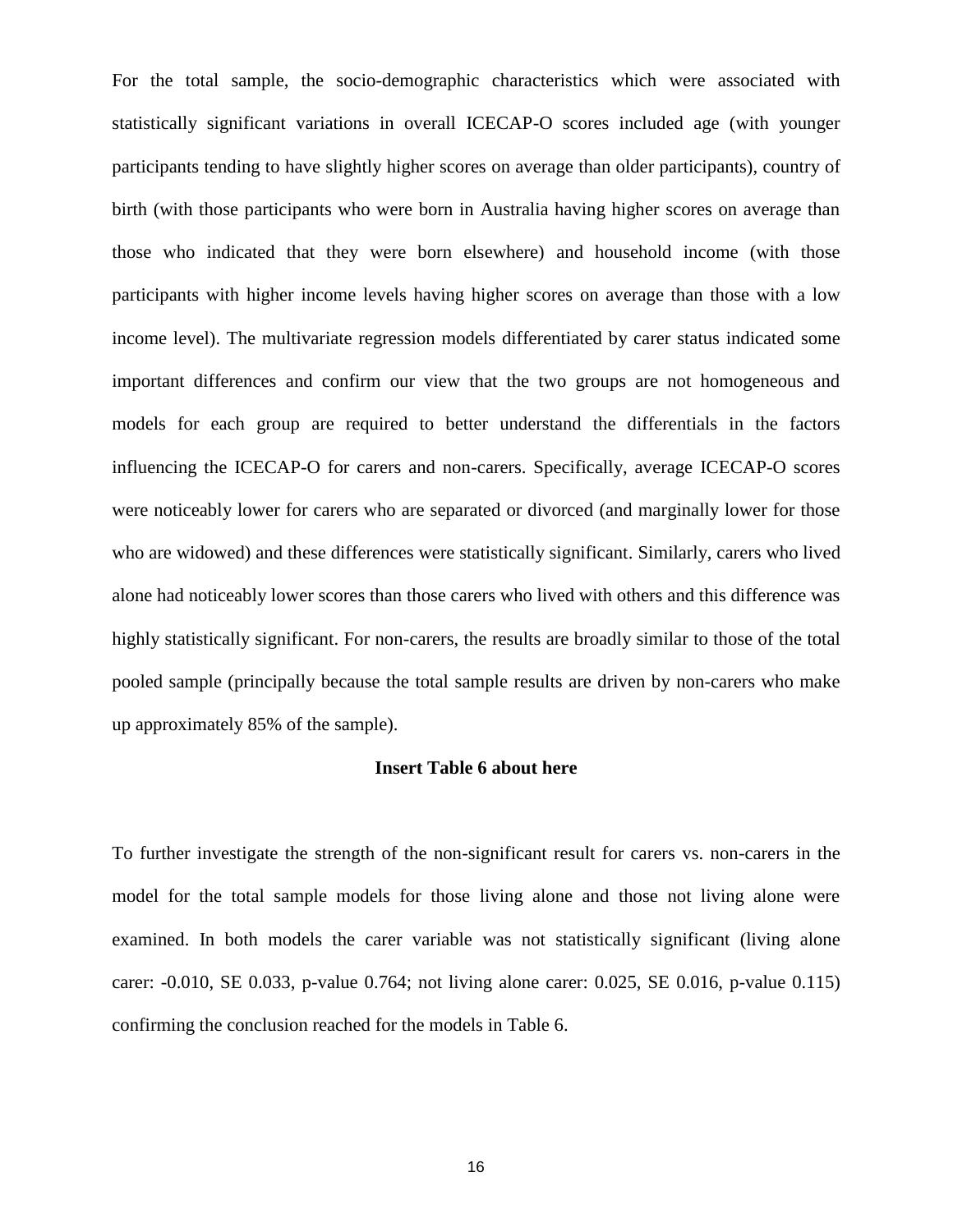For the total sample, the socio-demographic characteristics which were associated with statistically significant variations in overall ICECAP-O scores included age (with younger participants tending to have slightly higher scores on average than older participants), country of birth (with those participants who were born in Australia having higher scores on average than those who indicated that they were born elsewhere) and household income (with those participants with higher income levels having higher scores on average than those with a low income level). The multivariate regression models differentiated by carer status indicated some important differences and confirm our view that the two groups are not homogeneous and models for each group are required to better understand the differentials in the factors influencing the ICECAP-O for carers and non-carers. Specifically, average ICECAP-O scores were noticeably lower for carers who are separated or divorced (and marginally lower for those who are widowed) and these differences were statistically significant. Similarly, carers who lived alone had noticeably lower scores than those carers who lived with others and this difference was highly statistically significant. For non-carers, the results are broadly similar to those of the total pooled sample (principally because the total sample results are driven by non-carers who make up approximately 85% of the sample).

**Insert Table 6 about here**

To further investigate the strength of the non-significant result for carers vs. non-carers in the model for the total sample models for those living alone and those not living alone were examined. In both models the carer variable was not statistically significant (living alone carer: -0.010, SE 0.033, p-value 0.764; not living alone carer: 0.025, SE 0.016, p-value 0.115) confirming the conclusion reached for the models in Table 6.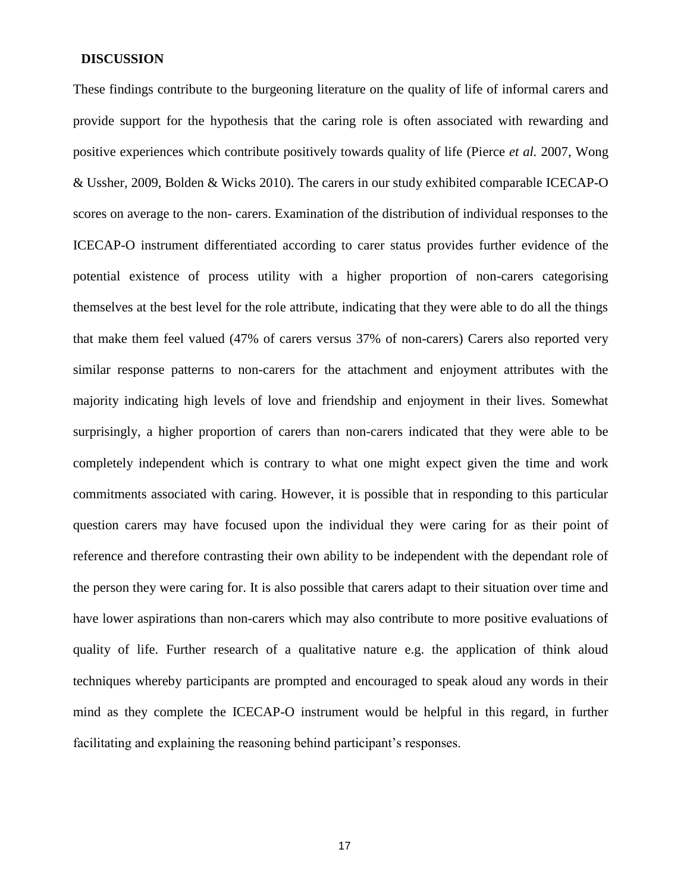## DISCUSSION

These findings contribute to the burgeoning literature on the quality of life of informal carers and provide support for the hypothesis that the caring role is often associated with rewarding and positive experiences which contribute positively towards quality of life (Pierce *et al.* 2007, Wong & Ussher, 2009, Bolden & Wicks 2010). The carers in our study exhibited comparable ICECAP-O scores on average to the non- carers. Examination of the distribution of individual responses to the ICECAP-O instrument differentiated according to carer status provides further evidence of the potential existence of process utility with a higher proportion of non-carers categorising themselves at the best level for the role attribute, indicating that they were able to do all the things that make them feel valued (47% of carers versus 37% of non-carers) Carers also reported very similar response patterns to non-carers for the attachment and enjoyment attributes with the majority indicating high levels of love and friendship and enjoyment in their lives. Somewhat surprisingly, a higher proportion of carers than non-carers indicated that they were able to be completely independent which is contrary to what one might expect given the time and work commitments associated with caring. However, it is possible that in responding to this particular question carers may have focused upon the individual they were caring for as their point of reference and therefore contrasting their own ability to be independent with the dependant role of the person they were caring for. It is also possible that carers adapt to their situation over time and have lower aspirations than non-carers which may also contribute to more positive evaluations of quality of life. Further research of a qualitative nature e.g. the application of think aloud techniques whereby participants are prompted and encouraged to speak aloud any words in their mind as they complete the ICECAP-O instrument would be helpful in this regard, in further facilitating and explaining the reasoning behind participant's responses.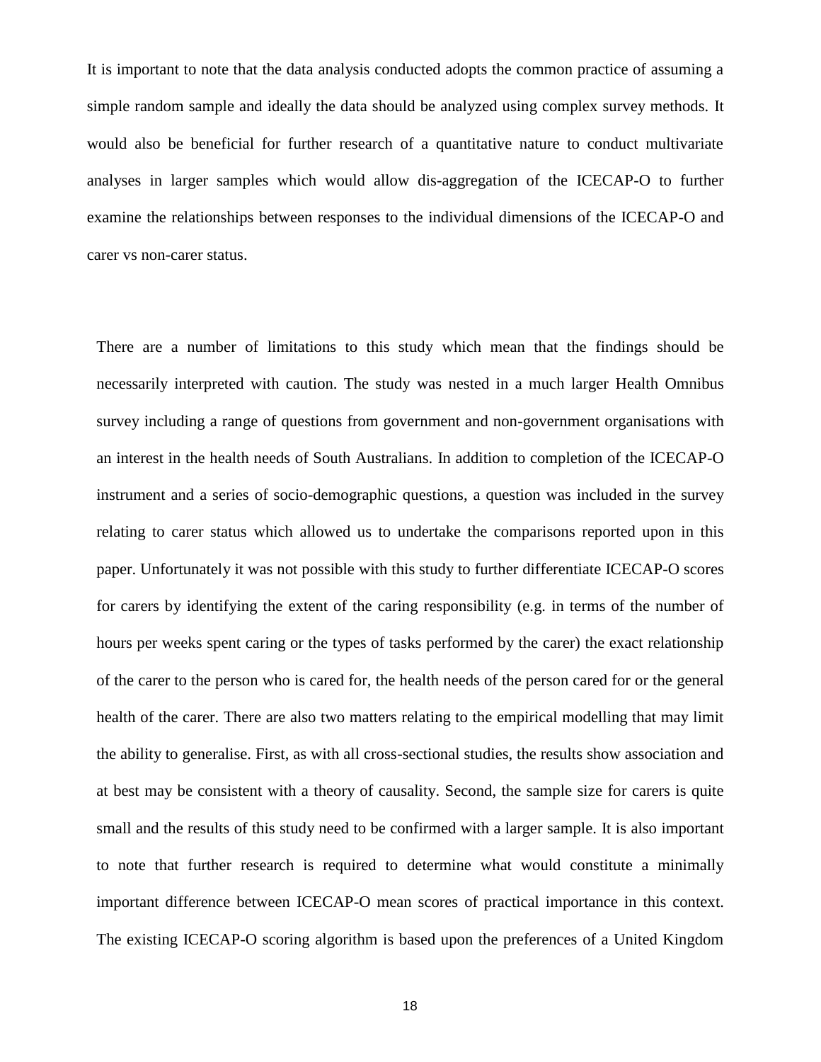It is important to note that the data analysis conducted adopts the common practice of assuming a simple random sample and ideally the data should be analyzed using complex survey methods. It would also be beneficial for further research of a quantitative nature to conduct multivariate analyses in larger samples which would allow dis-aggregation of the ICECAP-O to further examine the relationships between responses to the individual dimensions of the ICECAP-O and carer vs non-carer status.

There are a number of limitations to this study which mean that the findings should be necessarily interpreted with caution. The study was nested in a much larger Health Omnibus survey including a range of questions from government and non-government organisations with an interest in the health needs of South Australians. In addition to completion of the ICECAP-O instrument and a series of socio-demographic questions, a question was included in the survey relating to carer status which allowed us to undertake the comparisons reported upon in this paper. Unfortunately it was not possible with this study to further differentiate ICECAP-O scores for carers by identifying the extent of the caring responsibility (e.g. in terms of the number of hours per weeks spent caring or the types of tasks performed by the carer) the exact relationship of the carer to the person who is cared for, the health needs of the person cared for or the general health of the carer. There are also two matters relating to the empirical modelling that may limit the ability to generalise. First, as with all cross-sectional studies, the results show association and at best may be consistent with a theory of causality. Second, the sample size for carers is quite small and the results of this study need to be confirmed with a larger sample. It is also important to note that further research is required to determine what would constitute a minimally important difference between ICECAP-O mean scores of practical importance in this context. The existing ICECAP-O scoring algorithm is based upon the preferences of a United Kingdom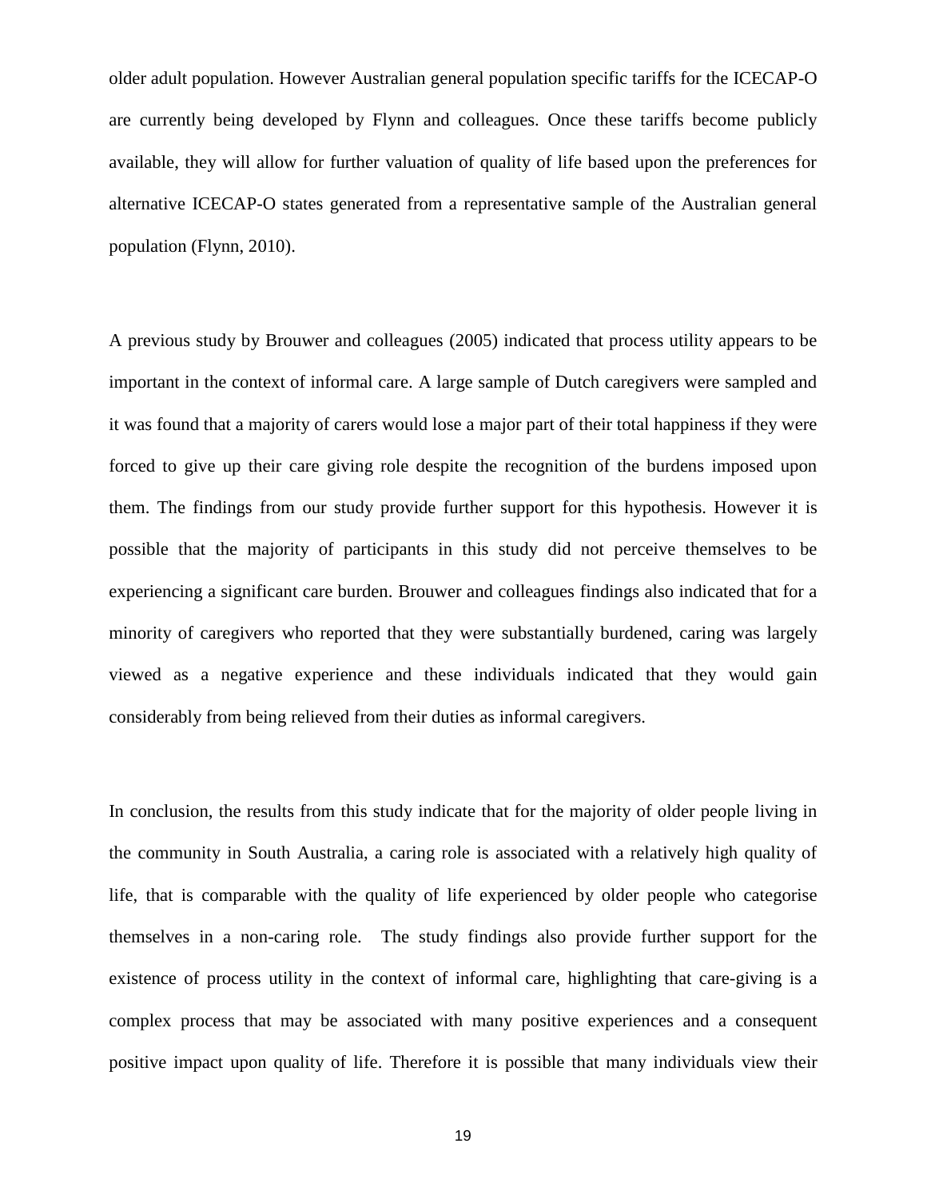older adult population. However Australian general population specific tariffs for the ICECAP-O are currently being developed by Flynn and colleagues. Once these tariffs become publicly available, they will allow for further valuation of quality of life based upon the preferences for alternative ICECAP-O states generated from a representative sample of the Australian general population (Flynn, 2010).

A previous study by Brouwer and colleagues (2005) indicated that process utility appears to be important in the context of informal care. A large sample of Dutch caregivers were sampled and it was found that a majority of carers would lose a major part of their total happiness if they were forced to give up their care giving role despite the recognition of the burdens imposed upon them. The findings from our study provide further support for this hypothesis. However it is possible that the majority of participants in this study did not perceive themselves to be experiencing a significant care burden. Brouwer and colleagues findings also indicated that for a minority of caregivers who reported that they were substantially burdened, caring was largely viewed as a negative experience and these individuals indicated that they would gain considerably from being relieved from their duties as informal caregivers.

In conclusion, the results from this study indicate that for the majority of older people living in the community in South Australia, a caring role is associated with a relatively high quality of life, that is comparable with the quality of life experienced by older people who categorise themselves in a non-caring role. The study findings also provide further support for the existence of process utility in the context of informal care, highlighting that care-giving is a complex process that may be associated with many positive experiences and a consequent positive impact upon quality of life. Therefore it is possible that many individuals view their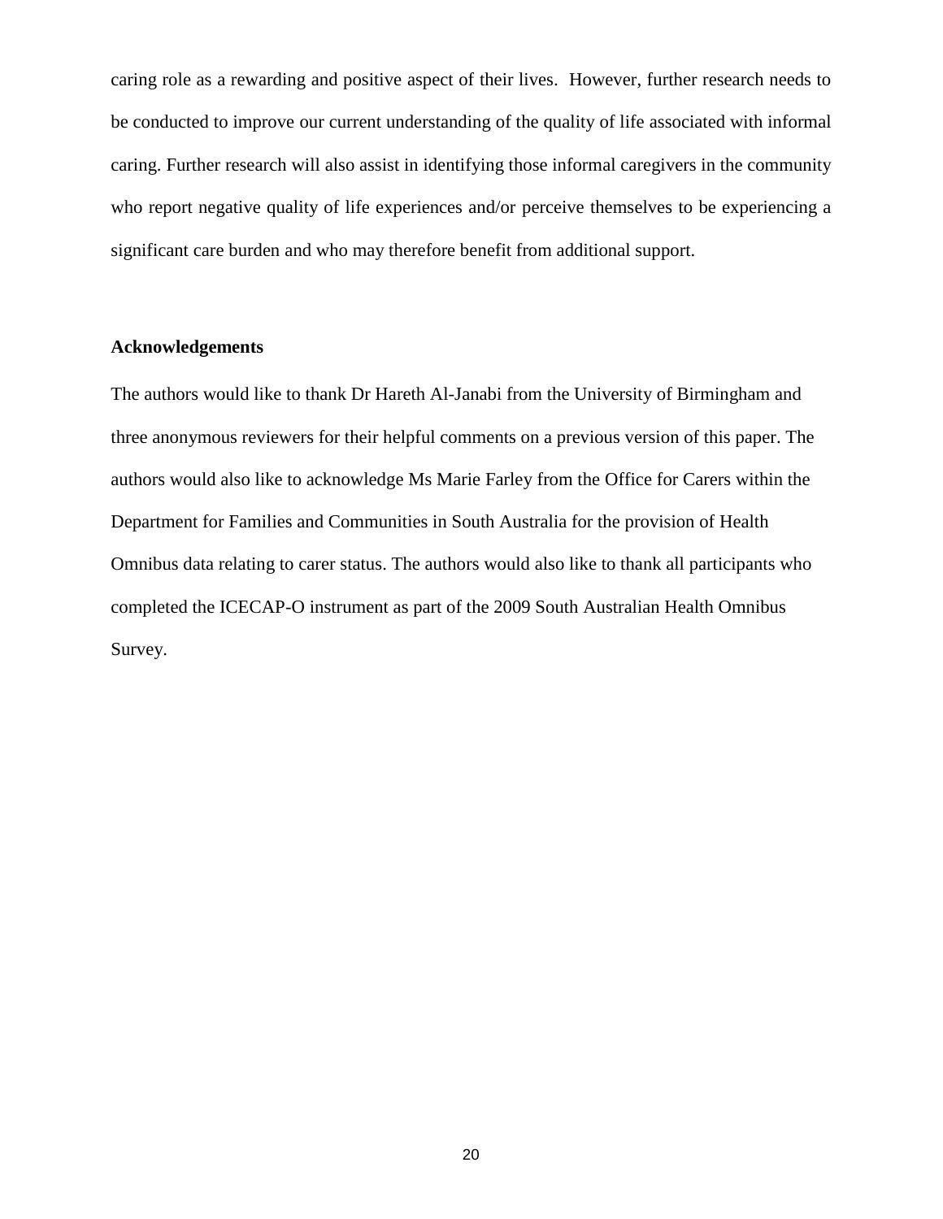caring role as a rewarding and positive aspect of their lives. However, further research needs to be conducted to improve our current understanding of the quality of life associated with informal caring. Further research will also assist in identifying those informal caregivers in the community who report negative quality of life experiences and/or perceive themselves to be experiencing a significant care burden and who may therefore benefit from additional support.

## Acknowledgements

The authors would like to thank Dr Hareth Al-Janabi from the University of Birmingham and three anonymous reviewers for their helpful comments on a previous version of this paper. The authors would also like to acknowledge Ms Marie Farley from the Office for Carers within the Department for Families and Communities in South Australia for the provision of Health Omnibus data relating to carer status. The authors would also like to thank all participants who completed the ICECAP-O instrument as part of the 2009 South Australian Health Omnibus Survey.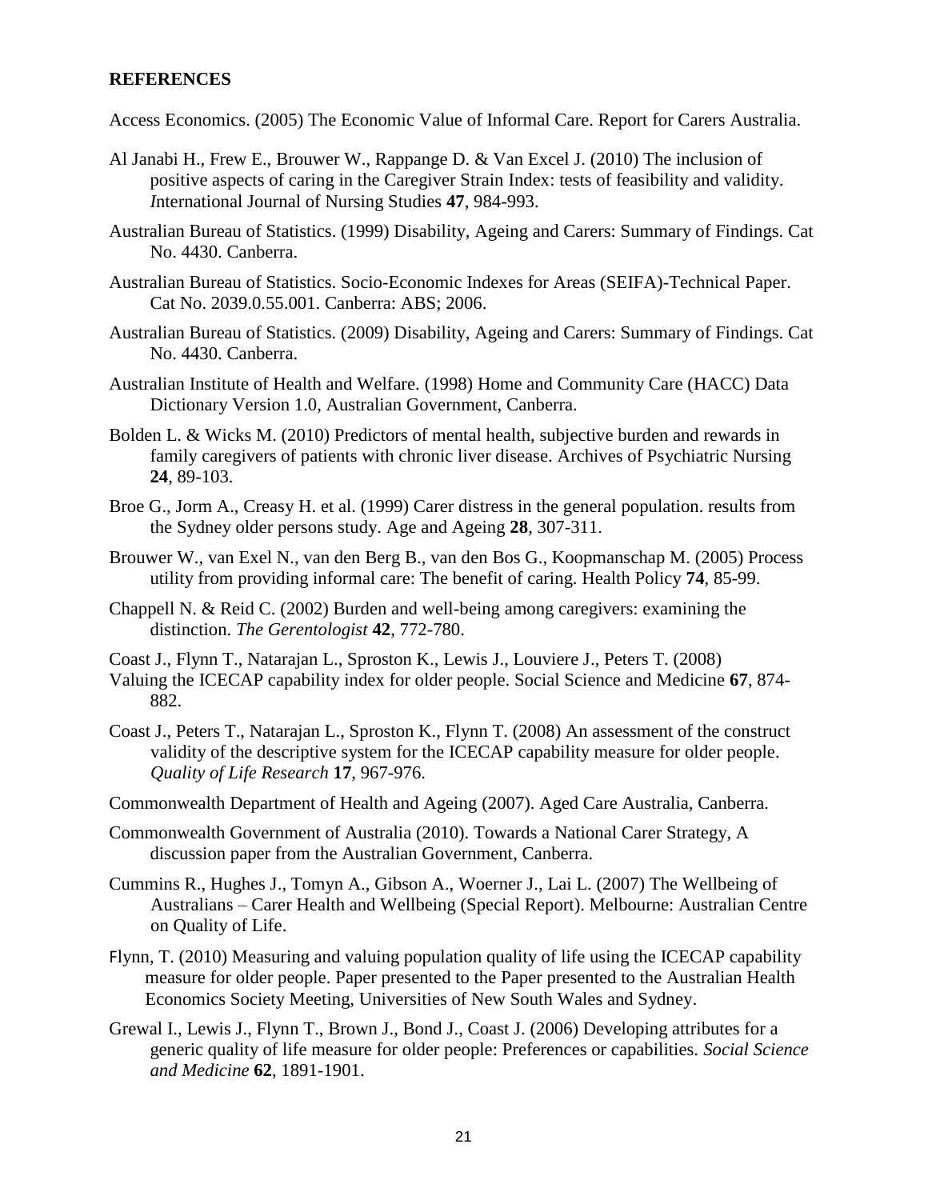**REFERENCES**

Access Economics. (2005) The Economic Value of Informal Care. Report for Carers Australia.

Al Janabi H., Frew E., Brouwer W., Rappange D. & Van Excel J. (2010) The inclusion of positive aspects of caring in the Caregiver Strain Index: tests of feasibility and validity. *I*nternational Journal of Nursing Studies **47**, 984-993.

Australian Bureau of Statistics. (1999) Disability, Ageing and Carers: Summary of Findings. Cat No. 4430. Canberra.

Australian Bureau of Statistics. Socio-Economic Indexes for Areas (SEIFA)-Technical Paper. Cat No. 2039.0.55.001. Canberra: ABS; 2006.

Australian Bureau of Statistics. (2009) Disability, Ageing and Carers: Summary of Findings. Cat No. 4430. Canberra.

Australian Institute of Health and Welfare. (1998) Home and Community Care (HACC) Data Dictionary Version 1.0, Australian Government, Canberra.

Bolden L. & Wicks M. (2010) Predictors of mental health, subjective burden and rewards in family caregivers of patients with chronic liver disease. Archives of Psychiatric Nursing **24**, 89-103.

Broe G., Jorm A., Creasy H. et al. (1999) Carer distress in the general population. results from the Sydney older persons study. Age and Ageing **28**, 307-311.

Brouwer W., van Exel N., van den Berg B., van den Bos G., Koopmanschap M. (2005) Process utility from providing informal care: The benefit of caring. Health Policy **74**, 85-99.

Chappell N. & Reid C. (2002) Burden and well-being among caregivers: examining the distinction. *The Gerentologist* **42**, 772-780.

Coast J., Flynn T., Natarajan L., Sproston K., Lewis J., Louviere J., Peters T. (2008) Valuing the ICECAP capability index for older people. Social Science and Medicine **67**, 874-882.

Coast J., Peters T., Natarajan L., Sproston K., Flynn T. (2008) An assessment of the construct validity of the descriptive system for the ICECAP capability measure for older people. *Quality of Life Research* **17**, 967-976.

Commonwealth Department of Health and Ageing (2007). Aged Care Australia, Canberra.

Commonwealth Government of Australia (2010). Towards a National Carer Strategy, A discussion paper from the Australian Government, Canberra.

Cummins R., Hughes J., Tomyn A., Gibson A., Woerner J., Lai L. (2007) The Wellbeing of Australians – Carer Health and Wellbeing (Special Report). Melbourne: Australian Centre on Quality of Life.

Flynn, T. (2010) Measuring and valuing population quality of life using the ICECAP capability measure for older people. Paper presented to the Paper presented to the Australian Health Economics Society Meeting, Universities of New South Wales and Sydney.

Grewal I., Lewis J., Flynn T., Brown J., Bond J., Coast J. (2006) Developing attributes for a generic quality of life measure for older people: Preferences or capabilities. *Social Science and Medicine* **62**, 1891-1901.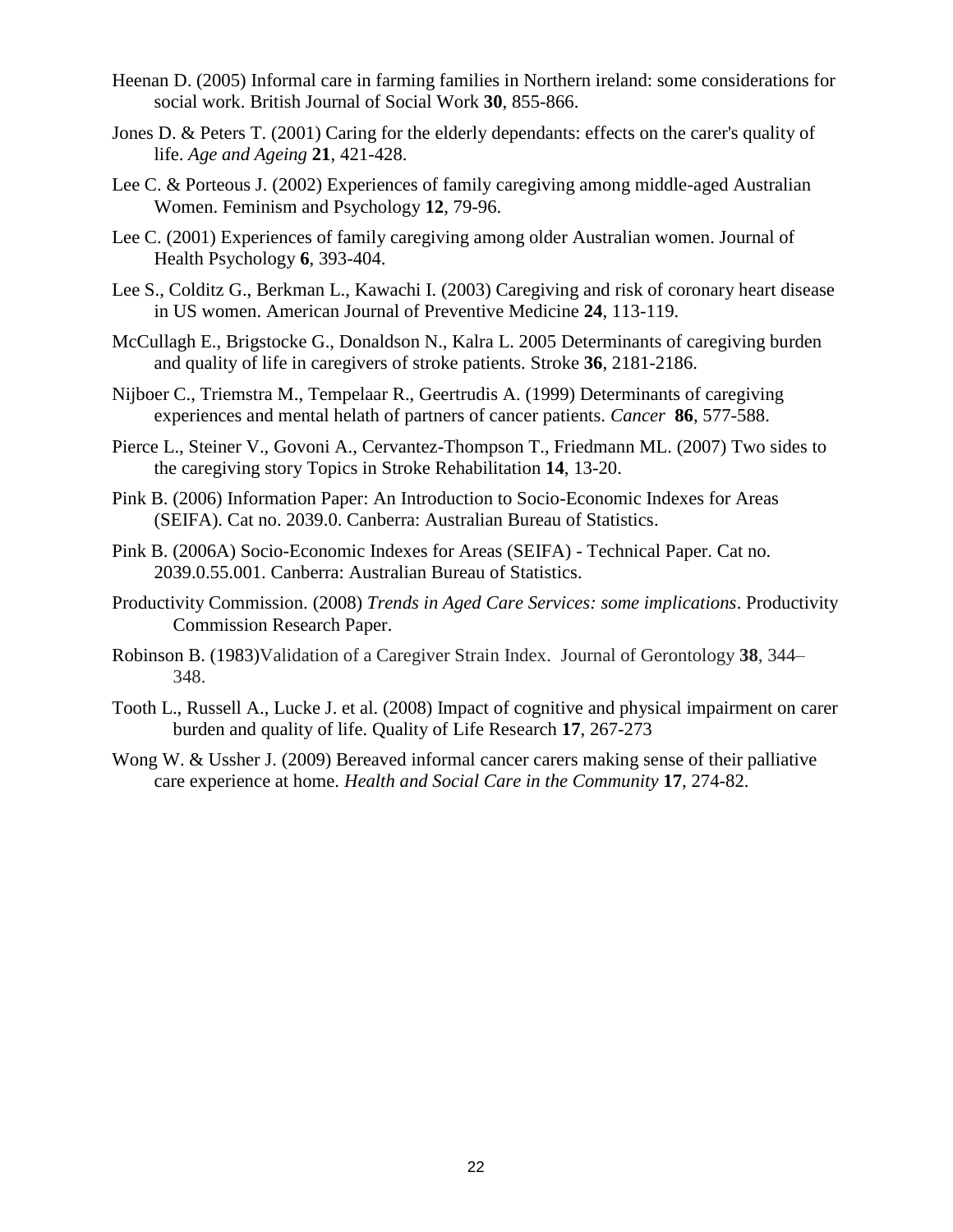Heenan D. (2005) Informal care in farming families in Northern ireland: some considerations for social work. British Journal of Social Work **30**, 855-866.

Jones D. & Peters T. (2001) Caring for the elderly dependants: effects on the carer's quality of life. *Age and Ageing* **21**, 421-428.

Lee C. & Porteous J. (2002) Experiences of family caregiving among middle-aged Australian Women. Feminism and Psychology **12**, 79-96.

Lee C. (2001) Experiences of family caregiving among older Australian women. Journal of Health Psychology **6**, 393-404.

Lee S., Colditz G., Berkman L., Kawachi I. (2003) Caregiving and risk of coronary heart disease in US women. American Journal of Preventive Medicine **24**, 113-119.

McCullagh E., Brigstocke G., Donaldson N., Kalra L. 2005 Determinants of caregiving burden and quality of life in caregivers of stroke patients. Stroke **36**, 2181-2186.

Nijboer C., Triemstra M., Tempelaar R., Geertrudis A. (1999) Determinants of caregiving experiences and mental helath of partners of cancer patients. *Cancer* **86**, 577-588.

Pierce L., Steiner V., Govoni A., Cervantez-Thompson T., Friedmann ML. (2007) Two sides to the caregiving story Topics in Stroke Rehabilitation **14**, 13-20.

Pink B. (2006) Information Paper: An Introduction to Socio-Economic Indexes for Areas (SEIFA). Cat no. 2039.0. Canberra: Australian Bureau of Statistics.

Pink B. (2006A) Socio-Economic Indexes for Areas (SEIFA) - Technical Paper. Cat no. 2039.0.55.001. Canberra: Australian Bureau of Statistics.

Productivity Commission. (2008) *Trends in Aged Care Services: some implications*. Productivity Commission Research Paper.

Robinson B. (1983)Validation of a Caregiver Strain Index. Journal of Gerontology **38**, 344–348.

Tooth L., Russell A., Lucke J. et al. (2008) Impact of cognitive and physical impairment on carer burden and quality of life. Quality of Life Research **17**, 267-273

Wong W. & Ussher J. (2009) Bereaved informal cancer carers making sense of their palliative care experience at home. *Health and Social Care in the Community* **17**, 274-82.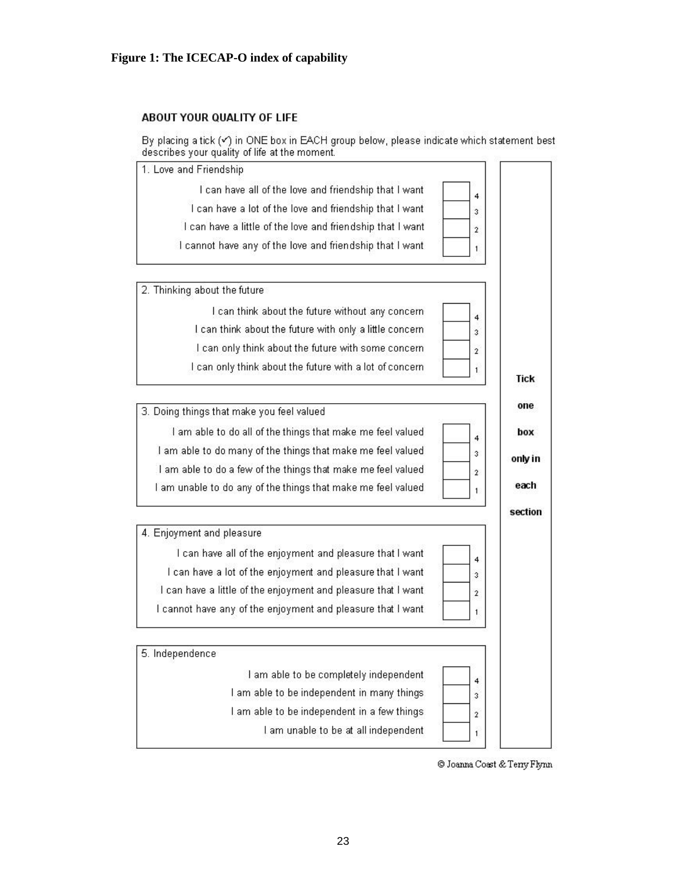**Figure 1: The ICECAP-O index of capability**

**ABOUT YOUR QUALITY OF LIFE**

By placing a tick (✓) in ONE box in EACH group below, please indicate which statement best describes your quality of life at the moment.

**Tick one box only in each section**

1. Love and Friendship

| Statement | Score |
| --- | --- |
| I can have all of the love and friendship that I want | 4 |
| I can have a lot of the love and friendship that I want | 3 |
| I can have a little of the love and friendship that I want | 2 |
| I cannot have any of the love and friendship that I want | 1 |

2. Thinking about the future

| Statement | Score |
| --- | --- |
| I can think about the future without any concern | 4 |
| I can think about the future with only a little concern | 3 |
| I can only think about the future with some concern | 2 |
| I can only think about the future with a lot of concern | 1 |

3. Doing things that make you feel valued

| Statement | Score |
| --- | --- |
| I am able to do all of the things that make me feel valued | 4 |
| I am able to do many of the things that make me feel valued | 3 |
| I am able to do a few of the things that make me feel valued | 2 |
| I am unable to do any of the things that make me feel valued | 1 |

4. Enjoyment and pleasure

| Statement | Score |
| --- | --- |
| I can have all of the enjoyment and pleasure that I want | 4 |
| I can have a lot of the enjoyment and pleasure that I want | 3 |
| I can have a little of the enjoyment and pleasure that I want | 2 |
| I cannot have any of the enjoyment and pleasure that I want | 1 |

5. Independence

| Statement | Score |
| --- | --- |
| I am able to be completely independent | 4 |
| I am able to be independent in many things | 3 |
| I am able to be independent in a few things | 2 |
| I am unable to be at all independent | 1 |

© Joanna Coast & Terry Flynn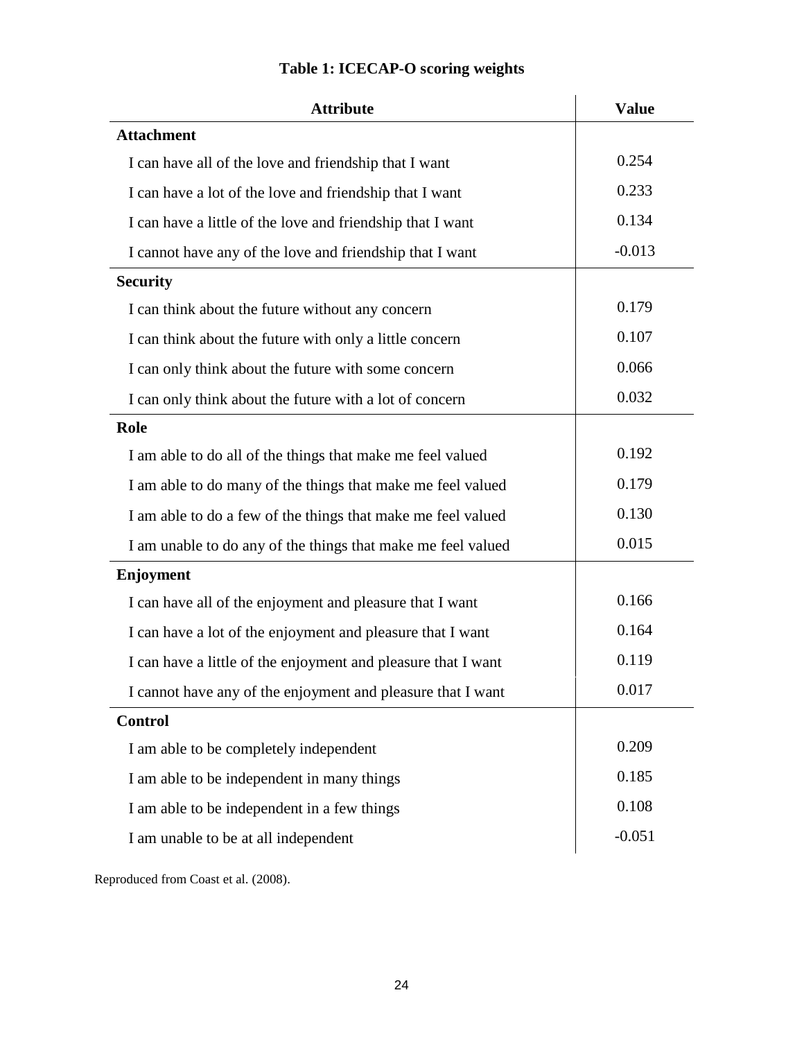**Table 1: ICECAP-O scoring weights**

| Attribute | Value |
|---|---|
| **Attachment** | |
| I can have all of the love and friendship that I want | 0.254 |
| I can have a lot of the love and friendship that I want | 0.233 |
| I can have a little of the love and friendship that I want | 0.134 |
| I cannot have any of the love and friendship that I want | -0.013 |
| **Security** | |
| I can think about the future without any concern | 0.179 |
| I can think about the future with only a little concern | 0.107 |
| I can only think about the future with some concern | 0.066 |
| I can only think about the future with a lot of concern | 0.032 |
| **Role** | |
| I am able to do all of the things that make me feel valued | 0.192 |
| I am able to do many of the things that make me feel valued | 0.179 |
| I am able to do a few of the things that make me feel valued | 0.130 |
| I am unable to do any of the things that make me feel valued | 0.015 |
| **Enjoyment** | |
| I can have all of the enjoyment and pleasure that I want | 0.166 |
| I can have a lot of the enjoyment and pleasure that I want | 0.164 |
| I can have a little of the enjoyment and pleasure that I want | 0.119 |
| I cannot have any of the enjoyment and pleasure that I want | 0.017 |
| **Control** | |
| I am able to be completely independent | 0.209 |
| I am able to be independent in many things | 0.185 |
| I am able to be independent in a few things | 0.108 |
| I am unable to be at all independent | -0.051 |

Reproduced from Coast et al. (2008).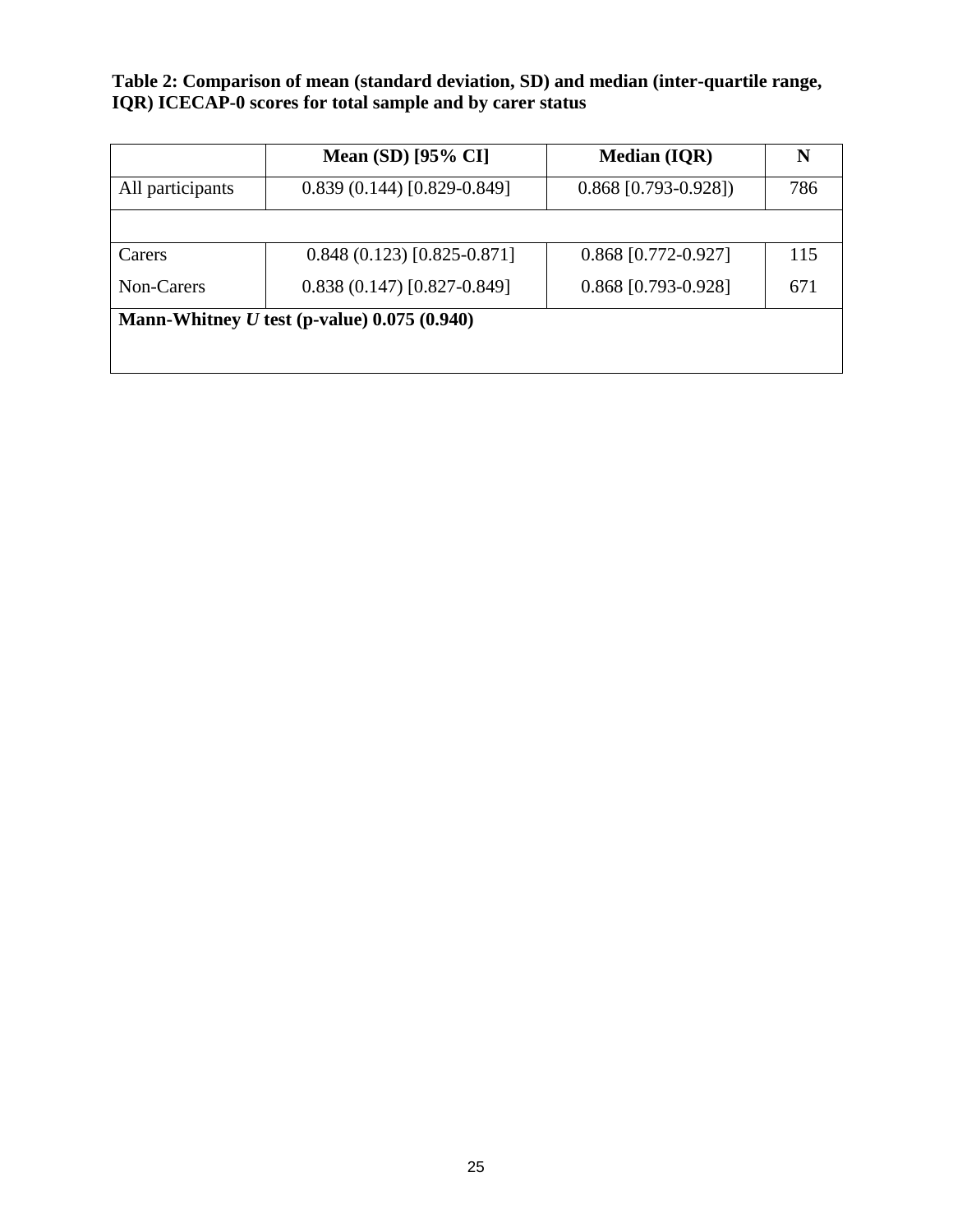**Table 2: Comparison of mean (standard deviation, SD) and median (inter-quartile range, IQR) ICECAP-0 scores for total sample and by carer status**

| | **Mean (SD) [95% CI]** | **Median (IQR)** | **N** |
|---|---|---|---|
| All participants | 0.839 (0.144) [0.829-0.849] | 0.868 [0.793-0.928]) | 786 |
| | | | |
| Carers | 0.848 (0.123) [0.825-0.871] | 0.868 [0.772-0.927] | 115 |
| Non-Carers | 0.838 (0.147) [0.827-0.849] | 0.868 [0.793-0.928] | 671 |
| **Mann-Whitney *U* test (p-value) 0.075 (0.940)** | | | |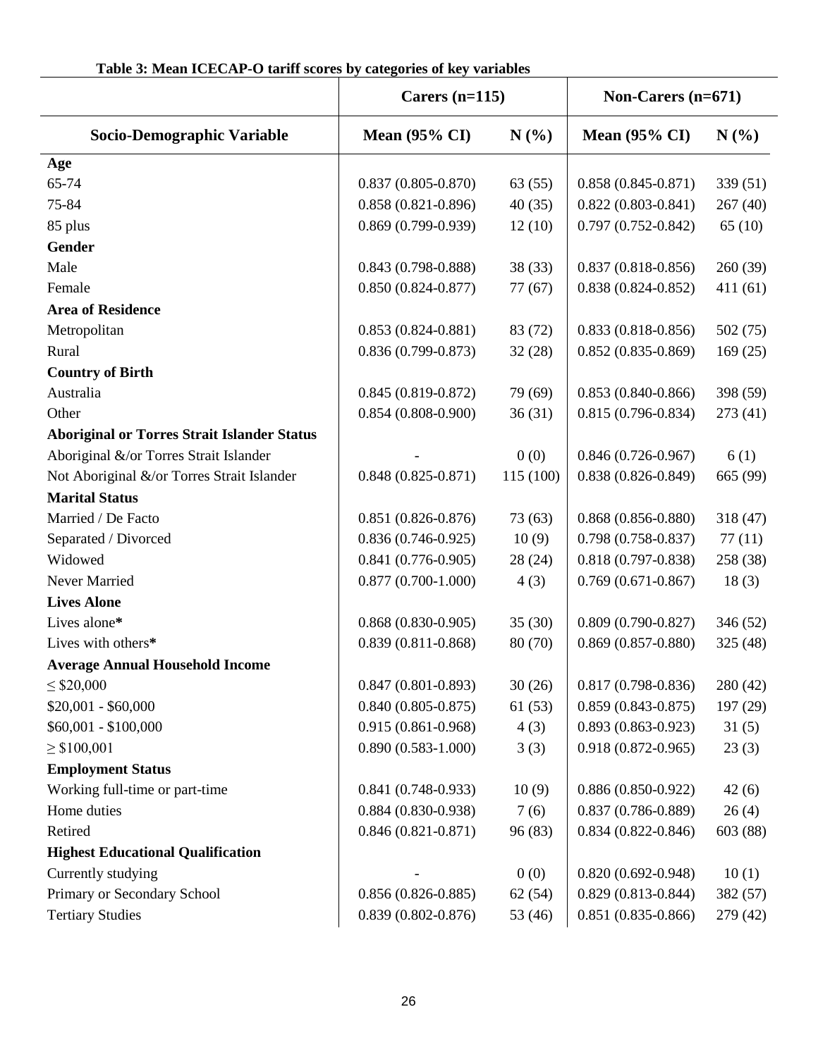**Table 3: Mean ICECAP-O tariff scores by categories of key variables**

| | Carers (n=115) | | Non-Carers (n=671) | |
|---|---|---|---|---|
| **Socio-Demographic Variable** | **Mean (95% CI)** | **N (%)** | **Mean (95% CI)** | **N (%)** |
| **Age** | | | | |
| 65-74 | 0.837 (0.805-0.870) | 63 (55) | 0.858 (0.845-0.871) | 339 (51) |
| 75-84 | 0.858 (0.821-0.896) | 40 (35) | 0.822 (0.803-0.841) | 267 (40) |
| 85 plus | 0.869 (0.799-0.939) | 12 (10) | 0.797 (0.752-0.842) | 65 (10) |
| **Gender** | | | | |
| Male | 0.843 (0.798-0.888) | 38 (33) | 0.837 (0.818-0.856) | 260 (39) |
| Female | 0.850 (0.824-0.877) | 77 (67) | 0.838 (0.824-0.852) | 411 (61) |
| **Area of Residence** | | | | |
| Metropolitan | 0.853 (0.824-0.881) | 83 (72) | 0.833 (0.818-0.856) | 502 (75) |
| Rural | 0.836 (0.799-0.873) | 32 (28) | 0.852 (0.835-0.869) | 169 (25) |
| **Country of Birth** | | | | |
| Australia | 0.845 (0.819-0.872) | 79 (69) | 0.853 (0.840-0.866) | 398 (59) |
| Other | 0.854 (0.808-0.900) | 36 (31) | 0.815 (0.796-0.834) | 273 (41) |
| **Aboriginal or Torres Strait Islander Status** | | | | |
| Aboriginal &/or Torres Strait Islander | - | 0 (0) | 0.846 (0.726-0.967) | 6 (1) |
| Not Aboriginal &/or Torres Strait Islander | 0.848 (0.825-0.871) | 115 (100) | 0.838 (0.826-0.849) | 665 (99) |
| **Marital Status** | | | | |
| Married / De Facto | 0.851 (0.826-0.876) | 73 (63) | 0.868 (0.856-0.880) | 318 (47) |
| Separated / Divorced | 0.836 (0.746-0.925) | 10 (9) | 0.798 (0.758-0.837) | 77 (11) |
| Widowed | 0.841 (0.776-0.905) | 28 (24) | 0.818 (0.797-0.838) | 258 (38) |
| Never Married | 0.877 (0.700-1.000) | 4 (3) | 0.769 (0.671-0.867) | 18 (3) |
| **Lives Alone** | | | | |
| Lives alone* | 0.868 (0.830-0.905) | 35 (30) | 0.809 (0.790-0.827) | 346 (52) |
| Lives with others* | 0.839 (0.811-0.868) | 80 (70) | 0.869 (0.857-0.880) | 325 (48) |
| **Average Annual Household Income** | | | | |
| ≤ $20,000 | 0.847 (0.801-0.893) | 30 (26) | 0.817 (0.798-0.836) | 280 (42) |
| $20,001 - $60,000 | 0.840 (0.805-0.875) | 61 (53) | 0.859 (0.843-0.875) | 197 (29) |
| $60,001 - $100,000 | 0.915 (0.861-0.968) | 4 (3) | 0.893 (0.863-0.923) | 31 (5) |
| ≥ $100,001 | 0.890 (0.583-1.000) | 3 (3) | 0.918 (0.872-0.965) | 23 (3) |
| **Employment Status** | | | | |
| Working full-time or part-time | 0.841 (0.748-0.933) | 10 (9) | 0.886 (0.850-0.922) | 42 (6) |
| Home duties | 0.884 (0.830-0.938) | 7 (6) | 0.837 (0.786-0.889) | 26 (4) |
| Retired | 0.846 (0.821-0.871) | 96 (83) | 0.834 (0.822-0.846) | 603 (88) |
| **Highest Educational Qualification** | | | | |
| Currently studying | - | 0 (0) | 0.820 (0.692-0.948) | 10 (1) |
| Primary or Secondary School | 0.856 (0.826-0.885) | 62 (54) | 0.829 (0.813-0.844) | 382 (57) |
| Tertiary Studies | 0.839 (0.802-0.876) | 53 (46) | 0.851 (0.835-0.866) | 279 (42) |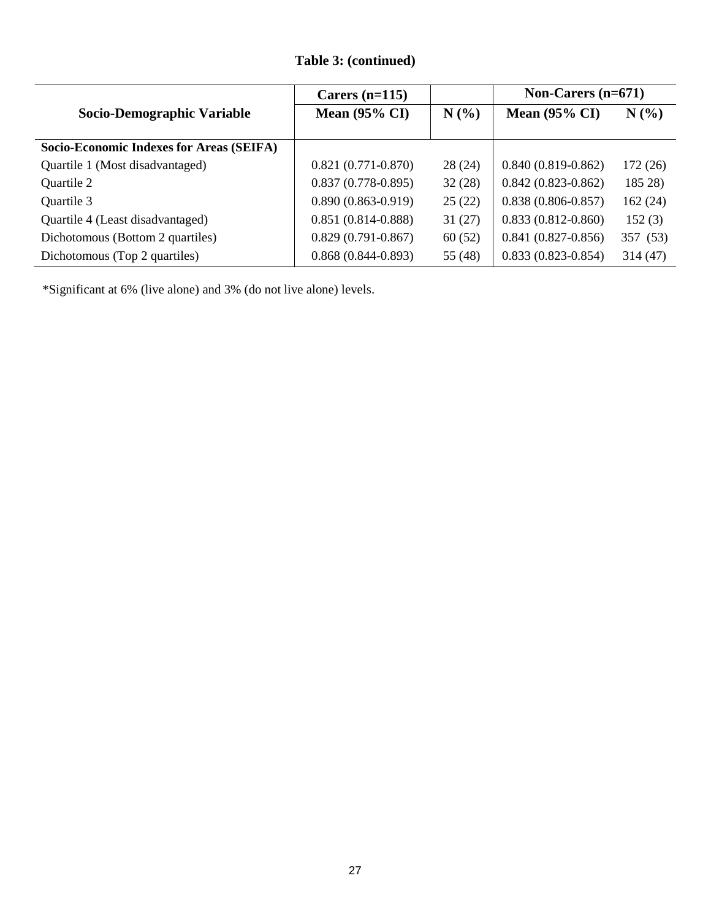**Table 3: (continued)**

| Socio-Demographic Variable | Carers (n=115) | | Non-Carers (n=671) | |
|---|---|---|---|---|
| | Mean (95% CI) | N (%) | Mean (95% CI) | N (%) |
| **Socio-Economic Indexes for Areas (SEIFA)** | | | | |
| Quartile 1 (Most disadvantaged) | 0.821 (0.771-0.870) | 28 (24) | 0.840 (0.819-0.862) | 172 (26) |
| Quartile 2 | 0.837 (0.778-0.895) | 32 (28) | 0.842 (0.823-0.862) | 185 28) |
| Quartile 3 | 0.890 (0.863-0.919) | 25 (22) | 0.838 (0.806-0.857) | 162 (24) |
| Quartile 4 (Least disadvantaged) | 0.851 (0.814-0.888) | 31 (27) | 0.833 (0.812-0.860) | 152 (3) |
| Dichotomous (Bottom 2 quartiles) | 0.829 (0.791-0.867) | 60 (52) | 0.841 (0.827-0.856) | 357 (53) |
| Dichotomous (Top 2 quartiles) | 0.868 (0.844-0.893) | 55 (48) | 0.833 (0.823-0.854) | 314 (47) |

*Significant at 6% (live alone) and 3% (do not live alone) levels.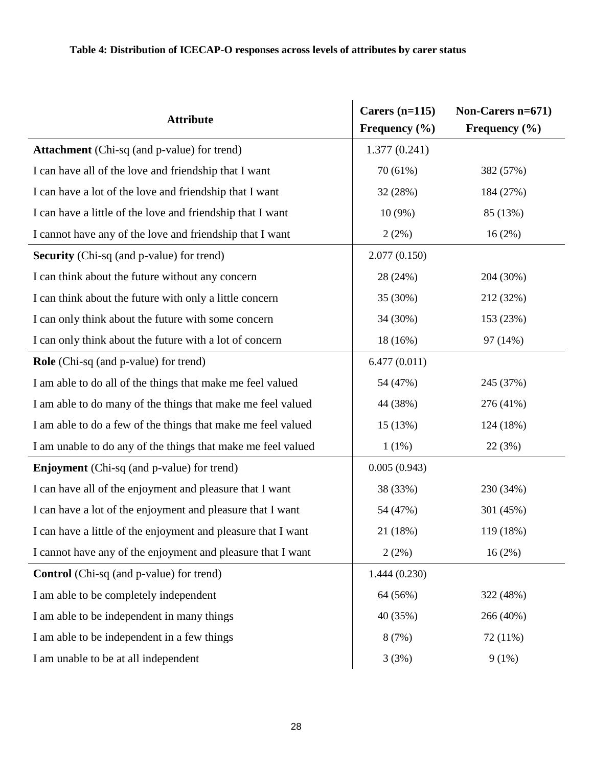**Table 4: Distribution of ICECAP-O responses across levels of attributes by carer status**

| Attribute | Carers (n=115) Frequency (%) | Non-Carers n=671) Frequency (%) |
|---|---|---|
| **Attachment** (Chi-sq (and p-value) for trend) | 1.377 (0.241) | |
| I can have all of the love and friendship that I want | 70 (61%) | 382 (57%) |
| I can have a lot of the love and friendship that I want | 32 (28%) | 184 (27%) |
| I can have a little of the love and friendship that I want | 10 (9%) | 85 (13%) |
| I cannot have any of the love and friendship that I want | 2 (2%) | 16 (2%) |
| **Security** (Chi-sq (and p-value) for trend) | 2.077 (0.150) | |
| I can think about the future without any concern | 28 (24%) | 204 (30%) |
| I can think about the future with only a little concern | 35 (30%) | 212 (32%) |
| I can only think about the future with some concern | 34 (30%) | 153 (23%) |
| I can only think about the future with a lot of concern | 18 (16%) | 97 (14%) |
| **Role** (Chi-sq (and p-value) for trend) | 6.477 (0.011) | |
| I am able to do all of the things that make me feel valued | 54 (47%) | 245 (37%) |
| I am able to do many of the things that make me feel valued | 44 (38%) | 276 (41%) |
| I am able to do a few of the things that make me feel valued | 15 (13%) | 124 (18%) |
| I am unable to do any of the things that make me feel valued | 1 (1%) | 22 (3%) |
| **Enjoyment** (Chi-sq (and p-value) for trend) | 0.005 (0.943) | |
| I can have all of the enjoyment and pleasure that I want | 38 (33%) | 230 (34%) |
| I can have a lot of the enjoyment and pleasure that I want | 54 (47%) | 301 (45%) |
| I can have a little of the enjoyment and pleasure that I want | 21 (18%) | 119 (18%) |
| I cannot have any of the enjoyment and pleasure that I want | 2 (2%) | 16 (2%) |
| **Control** (Chi-sq (and p-value) for trend) | 1.444 (0.230) | |
| I am able to be completely independent | 64 (56%) | 322 (48%) |
| I am able to be independent in many things | 40 (35%) | 266 (40%) |
| I am able to be independent in a few things | 8 (7%) | 72 (11%) |
| I am unable to be at all independent | 3 (3%) | 9 (1%) |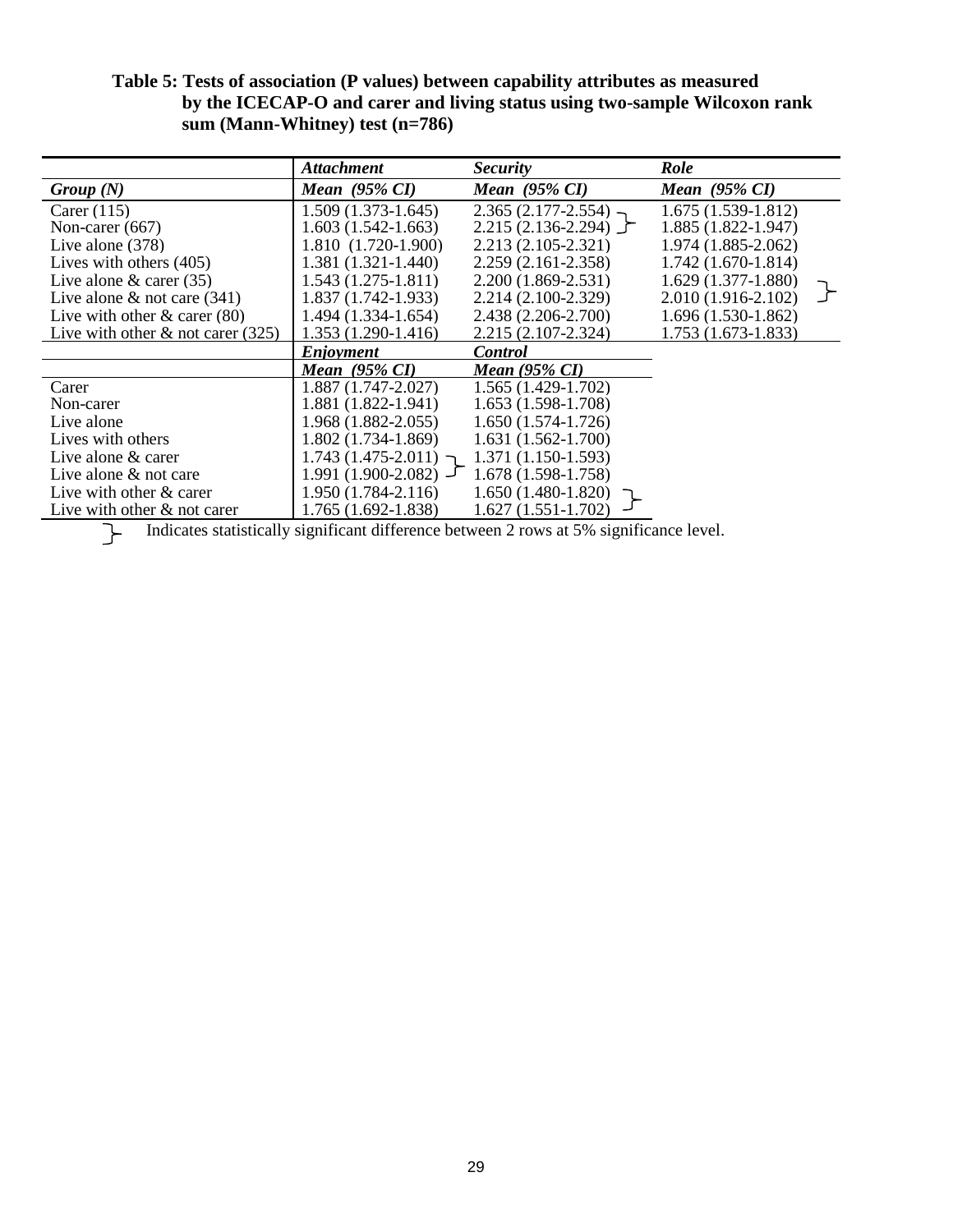**Table 5: Tests of association (P values) between capability attributes as measured by the ICECAP-O and carer and living status using two-sample Wilcoxon rank sum (Mann-Whitney) test (n=786)**

| | *Attachment* | *Security* | *Role* |
|---|---|---|---|
| ***Group (N)*** | ***Mean (95% CI)*** | ***Mean (95% CI)*** | ***Mean (95% CI)*** |
| Carer (115) | 1.509 (1.373-1.645) | 2.365 (2.177-2.554) } | 1.675 (1.539-1.812) |
| Non-carer (667) | 1.603 (1.542-1.663) | 2.215 (2.136-2.294) } | 1.885 (1.822-1.947) |
| Live alone (378) | 1.810 (1.720-1.900) | 2.213 (2.105-2.321) | 1.974 (1.885-2.062) |
| Lives with others (405) | 1.381 (1.321-1.440) | 2.259 (2.161-2.358) | 1.742 (1.670-1.814) |
| Live alone & carer (35) | 1.543 (1.275-1.811) | 2.200 (1.869-2.531) | 1.629 (1.377-1.880) } |
| Live alone & not care (341) | 1.837 (1.742-1.933) | 2.214 (2.100-2.329) | 2.010 (1.916-2.102) } |
| Live with other & carer (80) | 1.494 (1.334-1.654) | 2.438 (2.206-2.700) | 1.696 (1.530-1.862) |
| Live with other & not carer (325) | 1.353 (1.290-1.416) | 2.215 (2.107-2.324) | 1.753 (1.673-1.833) |
| | ***Enjoyment*** | ***Control*** | |
| | ***Mean (95% CI)*** | ***Mean (95% CI)*** | |
| Carer | 1.887 (1.747-2.027) | 1.565 (1.429-1.702) | |
| Non-carer | 1.881 (1.822-1.941) | 1.653 (1.598-1.708) | |
| Live alone | 1.968 (1.882-2.055) | 1.650 (1.574-1.726) | |
| Lives with others | 1.802 (1.734-1.869) | 1.631 (1.562-1.700) | |
| Live alone & carer | 1.743 (1.475-2.011) } | 1.371 (1.150-1.593) | |
| Live alone & not care | 1.991 (1.900-2.082) } | 1.678 (1.598-1.758) | |
| Live with other & carer | 1.950 (1.784-2.116) | 1.650 (1.480-1.820) } | |
| Live with other & not carer | 1.765 (1.692-1.838) | 1.627 (1.551-1.702) } | |

} Indicates statistically significant difference between 2 rows at 5% significance level.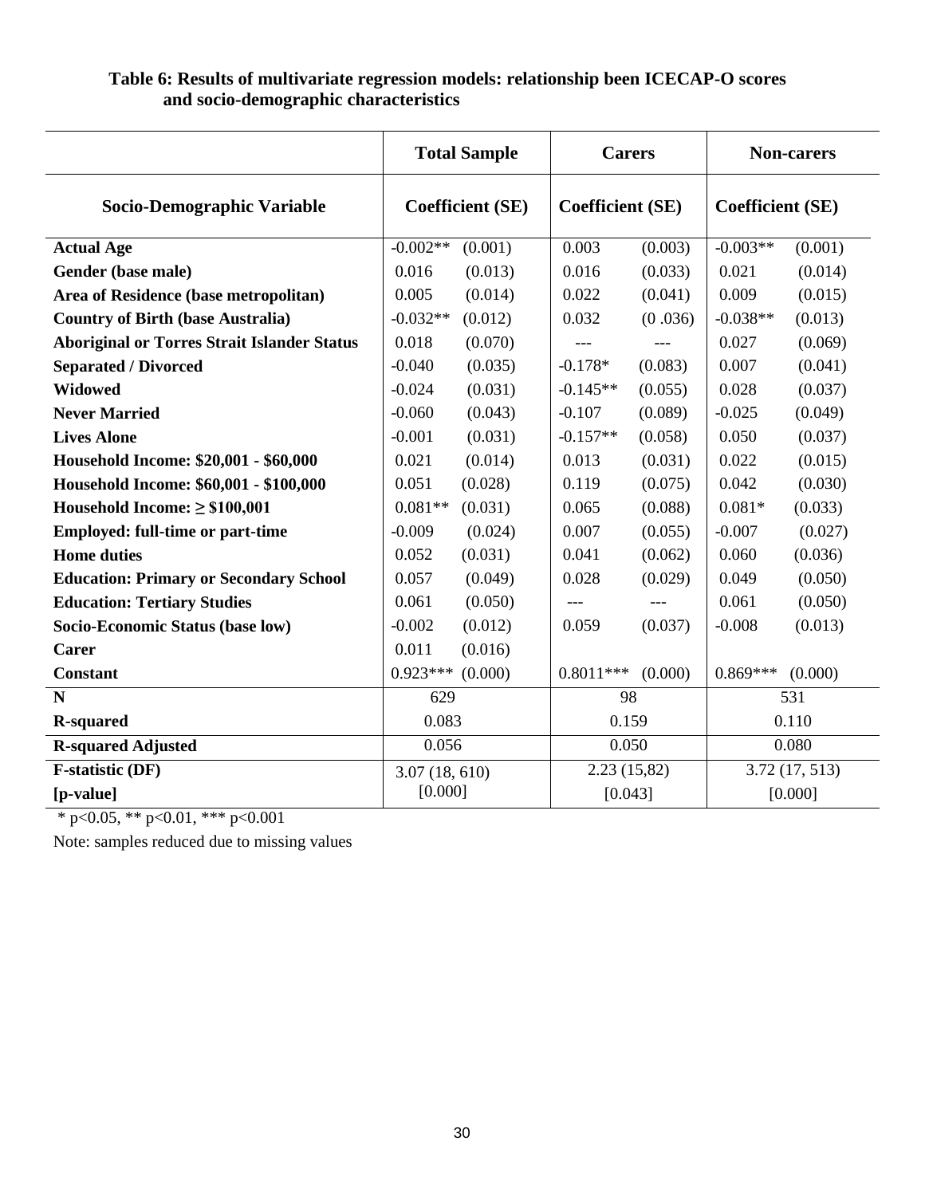**Table 6: Results of multivariate regression models: relationship been ICECAP-O scores and socio-demographic characteristics**

| | Total Sample | | Carers | | Non-carers | |
|---|---|---|---|---|---|---|
| **Socio-Demographic Variable** | **Coefficient (SE)** | | **Coefficient (SE)** | | **Coefficient (SE)** | |
| **Actual Age** | -0.002** | (0.001) | 0.003 | (0.003) | -0.003** | (0.001) |
| **Gender (base male)** | 0.016 | (0.013) | 0.016 | (0.033) | 0.021 | (0.014) |
| **Area of Residence (base metropolitan)** | 0.005 | (0.014) | 0.022 | (0.041) | 0.009 | (0.015) |
| **Country of Birth (base Australia)** | -0.032** | (0.012) | 0.032 | (0 .036) | -0.038** | (0.013) |
| **Aboriginal or Torres Strait Islander Status** | 0.018 | (0.070) | --- | --- | 0.027 | (0.069) |
| **Separated / Divorced** | -0.040 | (0.035) | -0.178* | (0.083) | 0.007 | (0.041) |
| **Widowed** | -0.024 | (0.031) | -0.145** | (0.055) | 0.028 | (0.037) |
| **Never Married** | -0.060 | (0.043) | -0.107 | (0.089) | -0.025 | (0.049) |
| **Lives Alone** | -0.001 | (0.031) | -0.157** | (0.058) | 0.050 | (0.037) |
| **Household Income: $20,001 - $60,000** | 0.021 | (0.014) | 0.013 | (0.031) | 0.022 | (0.015) |
| **Household Income: $60,001 - $100,000** | 0.051 | (0.028) | 0.119 | (0.075) | 0.042 | (0.030) |
| **Household Income: ≥ $100,001** | 0.081** | (0.031) | 0.065 | (0.088) | 0.081* | (0.033) |
| **Employed: full-time or part-time** | -0.009 | (0.024) | 0.007 | (0.055) | -0.007 | (0.027) |
| **Home duties** | 0.052 | (0.031) | 0.041 | (0.062) | 0.060 | (0.036) |
| **Education: Primary or Secondary School** | 0.057 | (0.049) | 0.028 | (0.029) | 0.049 | (0.050) |
| **Education: Tertiary Studies** | 0.061 | (0.050) | --- | --- | 0.061 | (0.050) |
| **Socio-Economic Status (base low)** | -0.002 | (0.012) | 0.059 | (0.037) | -0.008 | (0.013) |
| **Carer** | 0.011 | (0.016) | | | | |
| **Constant** | 0.923*** | (0.000) | 0.8011*** | (0.000) | 0.869*** | (0.000) |
| **N** | 629 | | 98 | | 531 | |
| **R-squared** | 0.083 | | 0.159 | | 0.110 | |
| **R-squared Adjusted** | 0.056 | | 0.050 | | 0.080 | |
| **F-statistic (DF)** | 3.07 (18, 610) | | 2.23 (15,82) | | 3.72 (17, 513) | |
| **[p-value]** | [0.000] | | [0.043] | | [0.000] | |

* p<0.05, ** p<0.01, *** p<0.001

Note: samples reduced due to missing values